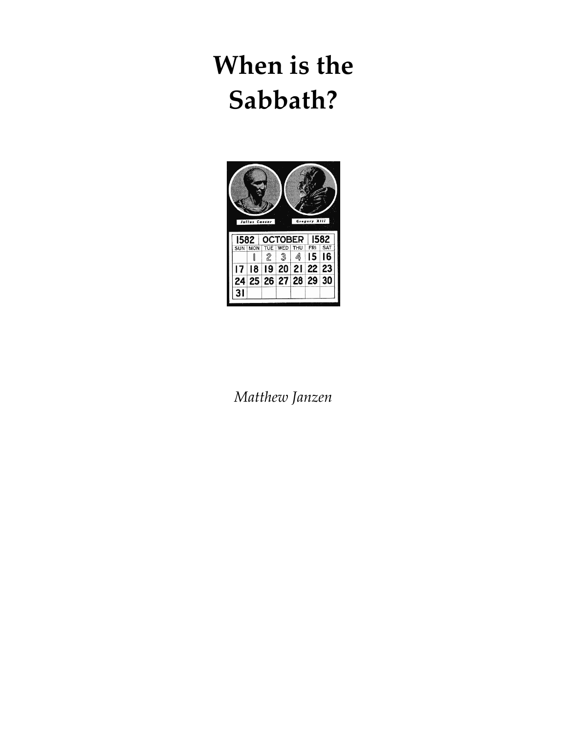# When is the Sabbath?

*Matthew Janzen*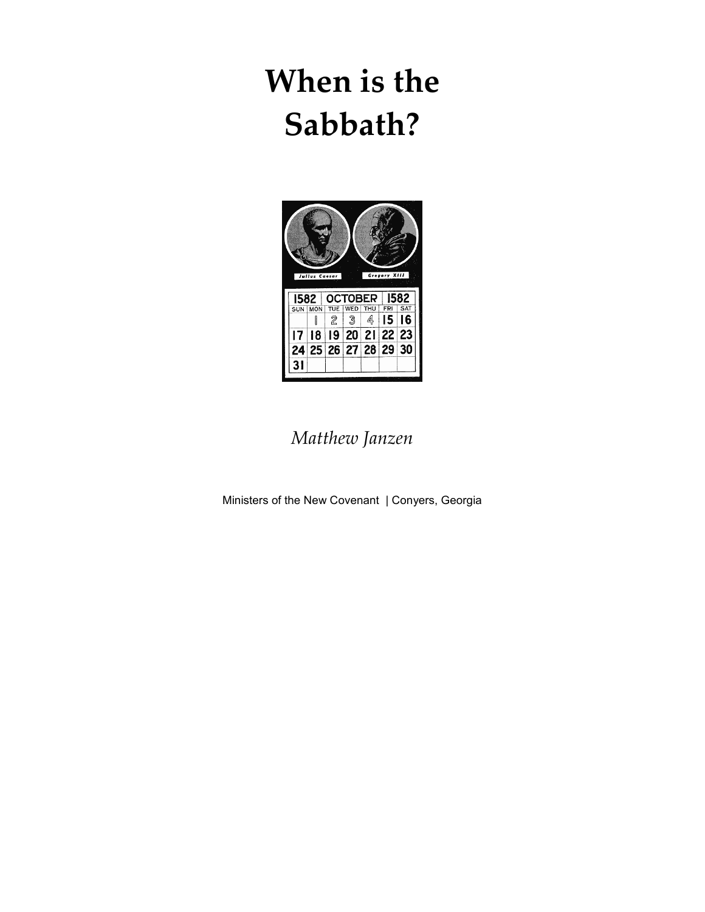# When is the Sabbath?

*Matthew Janzen*

Ministers of the New Covenant | Conyers, Georgia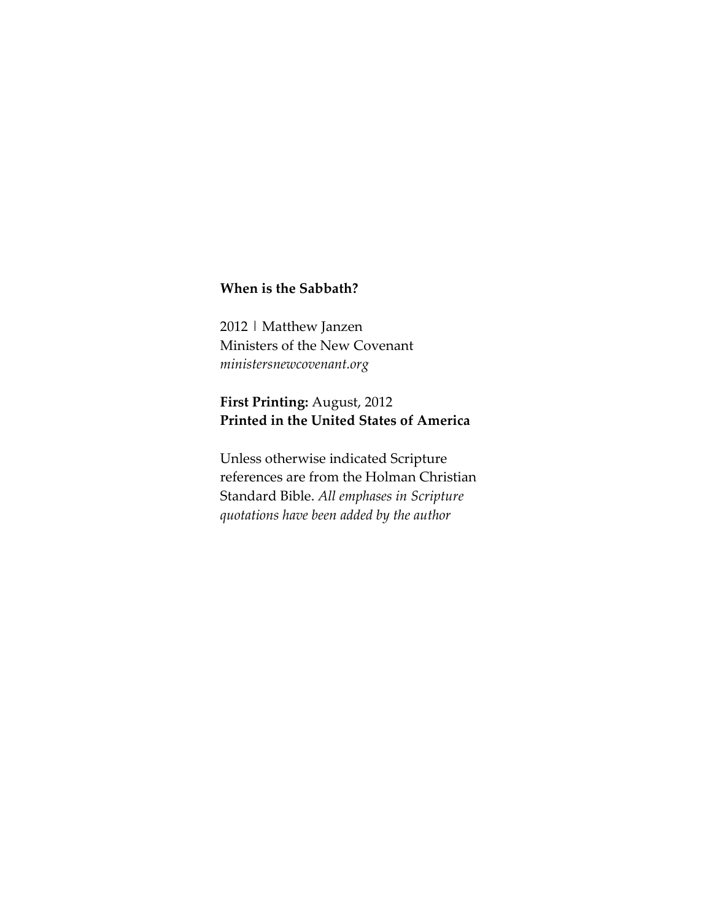**When is the Sabbath?**

2012 | Matthew Janzen
Ministers of the New Covenant
*ministersnewcovenant.org*

**First Printing:** August, 2012
**Printed in the United States of America**

Unless otherwise indicated Scripture references are from the Holman Christian Standard Bible. *All emphases in Scripture quotations have been added by the author*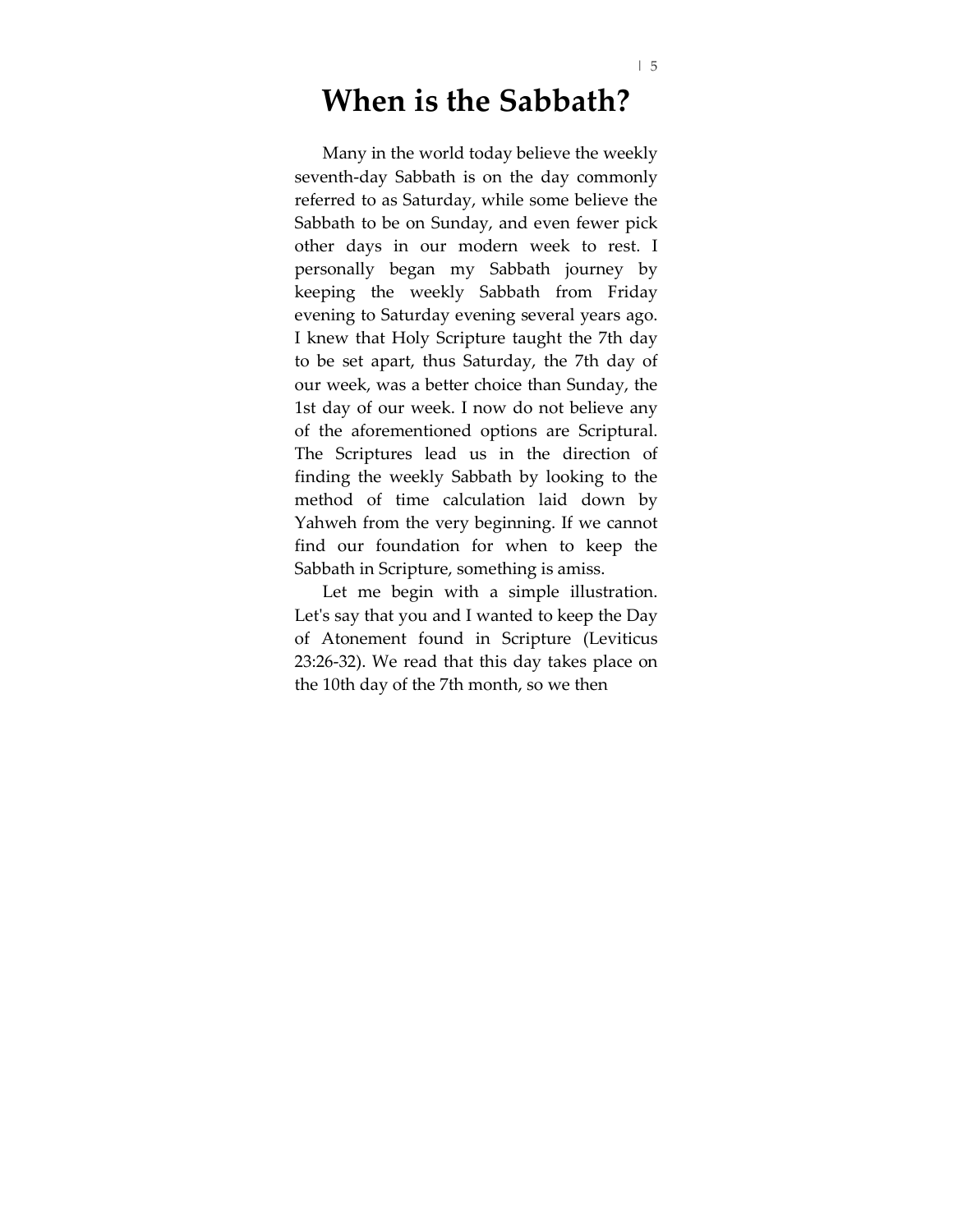# When is the Sabbath?

Many in the world today believe the weekly seventh-day Sabbath is on the day commonly referred to as Saturday, while some believe the Sabbath to be on Sunday, and even fewer pick other days in our modern week to rest. I personally began my Sabbath journey by keeping the weekly Sabbath from Friday evening to Saturday evening several years ago. I knew that Holy Scripture taught the 7th day to be set apart, thus Saturday, the 7th day of our week, was a better choice than Sunday, the 1st day of our week. I now do not believe any of the aforementioned options are Scriptural. The Scriptures lead us in the direction of finding the weekly Sabbath by looking to the method of time calculation laid down by Yahweh from the very beginning. If we cannot find our foundation for when to keep the Sabbath in Scripture, something is amiss.

Let me begin with a simple illustration. Let's say that you and I wanted to keep the Day of Atonement found in Scripture (Leviticus 23:26-32). We read that this day takes place on the 10th day of the 7th month, so we then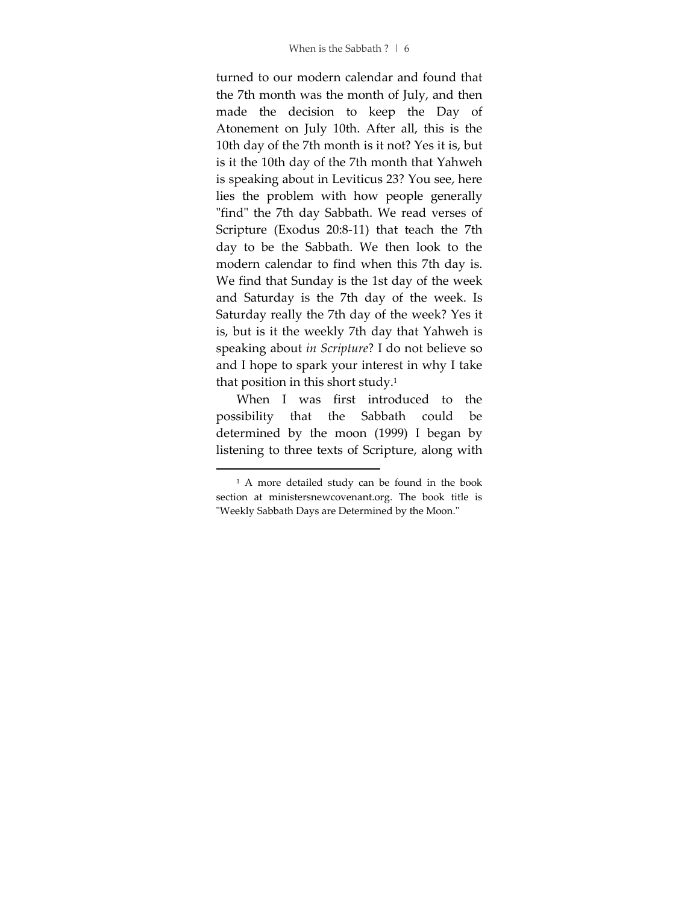turned to our modern calendar and found that the 7th month was the month of July, and then made the decision to keep the Day of Atonement on July 10th. After all, this is the 10th day of the 7th month is it not? Yes it is, but is it the 10th day of the 7th month that Yahweh is speaking about in Leviticus 23? You see, here lies the problem with how people generally "find" the 7th day Sabbath. We read verses of Scripture (Exodus 20:8-11) that teach the 7th day to be the Sabbath. We then look to the modern calendar to find when this 7th day is. We find that Sunday is the 1st day of the week and Saturday is the 7th day of the week. Is Saturday really the 7th day of the week? Yes it is, but is it the weekly 7th day that Yahweh is speaking about *in Scripture*? I do not believe so and I hope to spark your interest in why I take that position in this short study.[1]

When I was first introduced to the possibility that the Sabbath could be determined by the moon (1999) I began by listening to three texts of Scripture, along with

---

[1] A more detailed study can be found in the book section at ministersnewcovenant.org. The book title is "Weekly Sabbath Days are Determined by the Moon."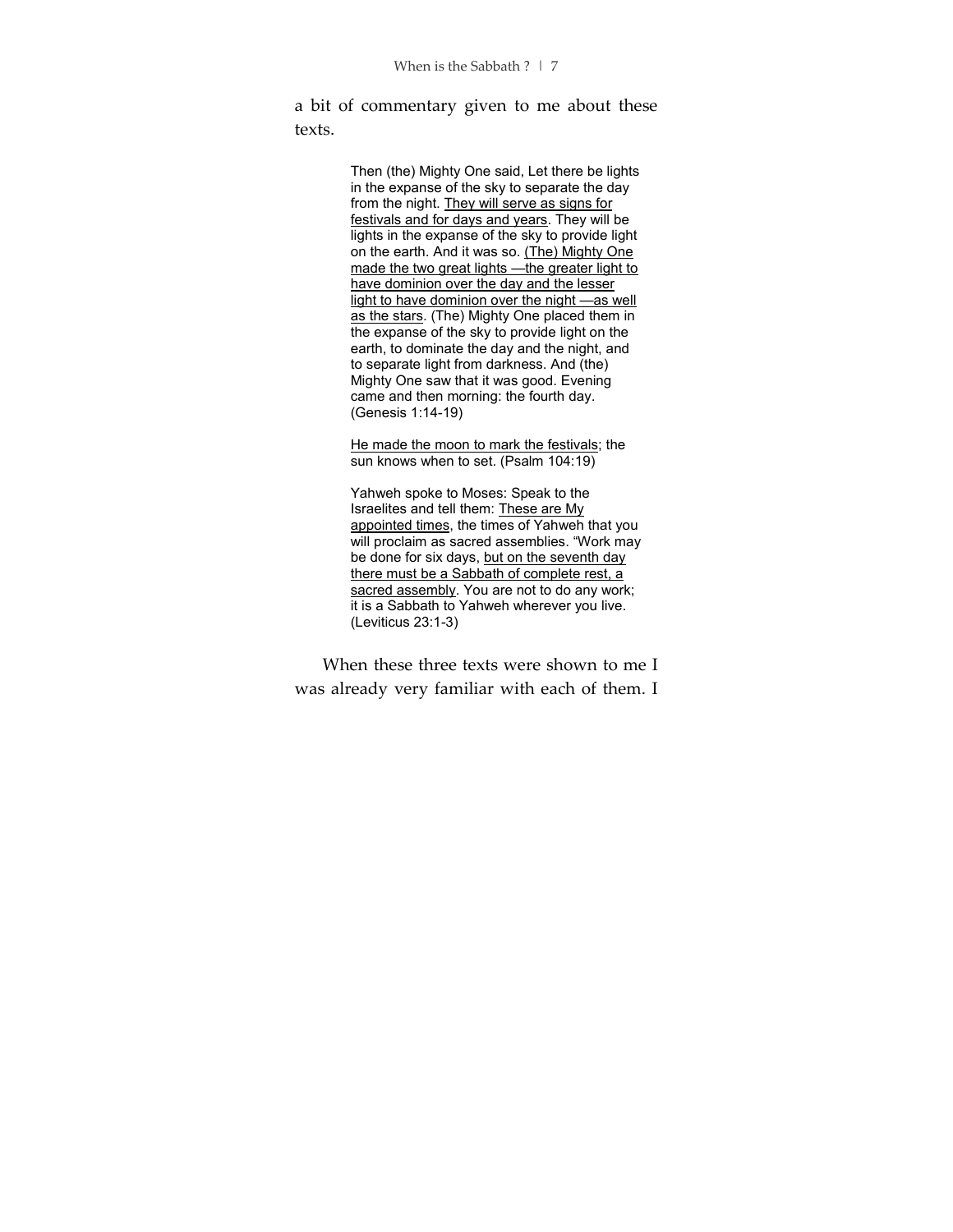a bit of commentary given to me about these texts.

> Then (the) Mighty One said, Let there be lights in the expanse of the sky to separate the day from the night. <u>They will serve as signs for festivals and for days and years</u>. They will be lights in the expanse of the sky to provide light on the earth. And it was so. <u>(The) Mighty One made the two great lights —the greater light to have dominion over the day and the lesser light to have dominion over the night —as well as the stars</u>. (The) Mighty One placed them in the expanse of the sky to provide light on the earth, to dominate the day and the night, and to separate light from darkness. And (the) Mighty One saw that it was good. Evening came and then morning: the fourth day. (Genesis 1:14-19)
>
> <u>He made the moon to mark the festivals</u>; the sun knows when to set. (Psalm 104:19)
>
> Yahweh spoke to Moses: Speak to the Israelites and tell them: <u>These are My appointed times</u>, the times of Yahweh that you will proclaim as sacred assemblies. "Work may be done for six days, <u>but on the seventh day there must be a Sabbath of complete rest, a sacred assembly</u>. You are not to do any work; it is a Sabbath to Yahweh wherever you live. (Leviticus 23:1-3)

When these three texts were shown to me I was already very familiar with each of them. I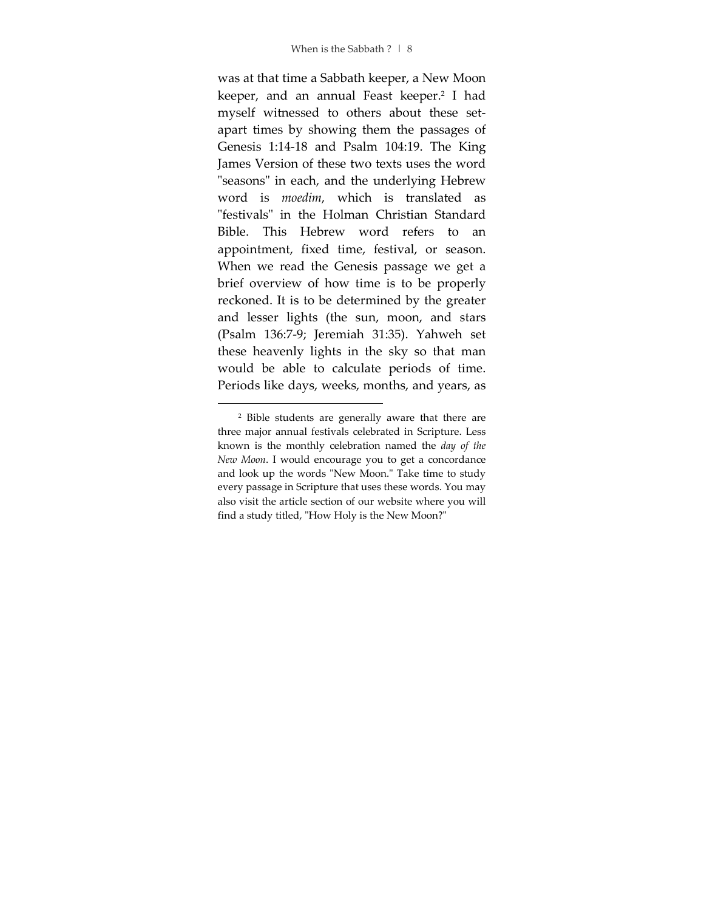was at that time a Sabbath keeper, a New Moon keeper, and an annual Feast keeper.[2] I had myself witnessed to others about these set-apart times by showing them the passages of Genesis 1:14-18 and Psalm 104:19. The King James Version of these two texts uses the word "seasons" in each, and the underlying Hebrew word is *moedim*, which is translated as "festivals" in the Holman Christian Standard Bible. This Hebrew word refers to an appointment, fixed time, festival, or season. When we read the Genesis passage we get a brief overview of how time is to be properly reckoned. It is to be determined by the greater and lesser lights (the sun, moon, and stars (Psalm 136:7-9; Jeremiah 31:35). Yahweh set these heavenly lights in the sky so that man would be able to calculate periods of time. Periods like days, weeks, months, and years, as

---

[2] Bible students are generally aware that there are three major annual festivals celebrated in Scripture. Less known is the monthly celebration named the *day of the New Moon*. I would encourage you to get a concordance and look up the words "New Moon." Take time to study every passage in Scripture that uses these words. You may also visit the article section of our website where you will find a study titled, "How Holy is the New Moon?"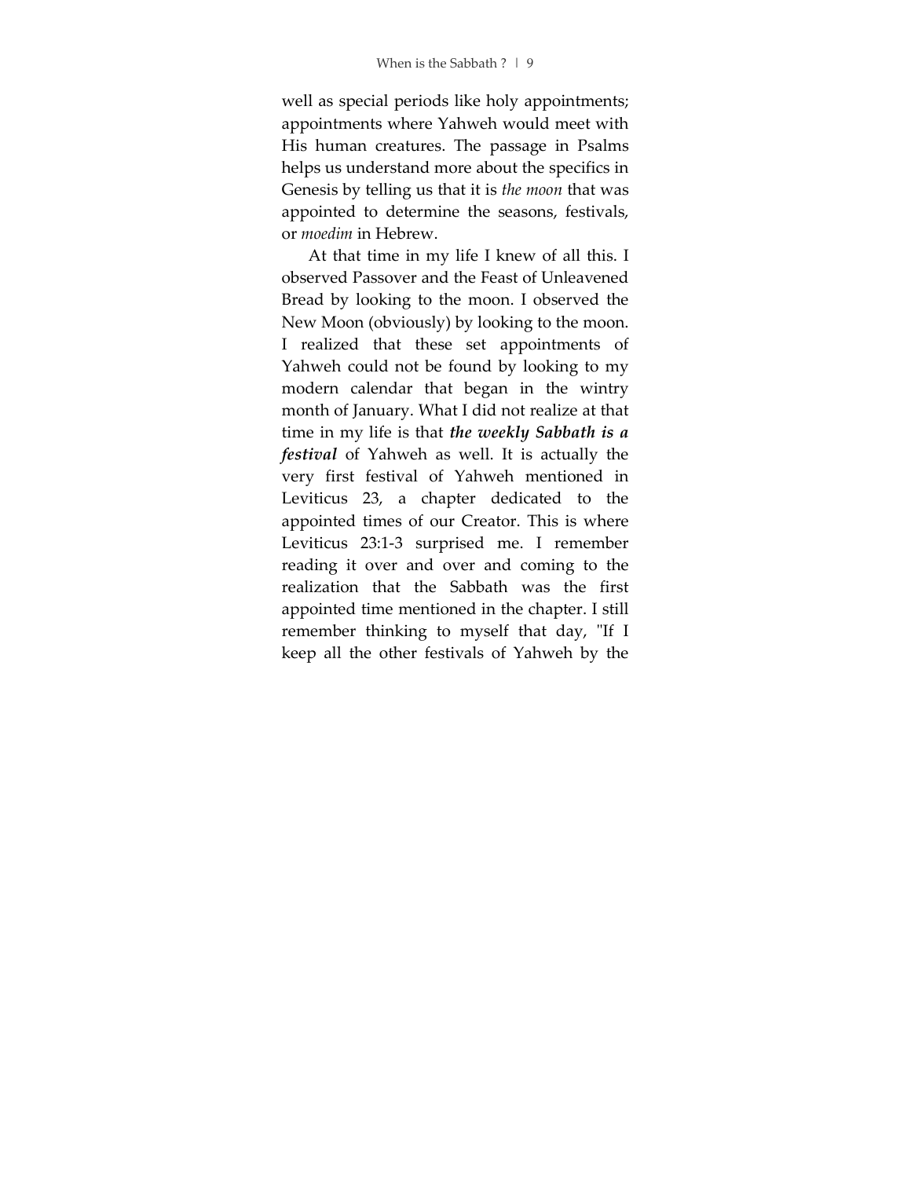well as special periods like holy appointments; appointments where Yahweh would meet with His human creatures. The passage in Psalms helps us understand more about the specifics in Genesis by telling us that it is *the moon* that was appointed to determine the seasons, festivals, or *moedim* in Hebrew.

At that time in my life I knew of all this. I observed Passover and the Feast of Unleavened Bread by looking to the moon. I observed the New Moon (obviously) by looking to the moon. I realized that these set appointments of Yahweh could not be found by looking to my modern calendar that began in the wintry month of January. What I did not realize at that time in my life is that ***the weekly Sabbath is a festival*** of Yahweh as well. It is actually the very first festival of Yahweh mentioned in Leviticus 23, a chapter dedicated to the appointed times of our Creator. This is where Leviticus 23:1-3 surprised me. I remember reading it over and over and coming to the realization that the Sabbath was the first appointed time mentioned in the chapter. I still remember thinking to myself that day, "If I keep all the other festivals of Yahweh by the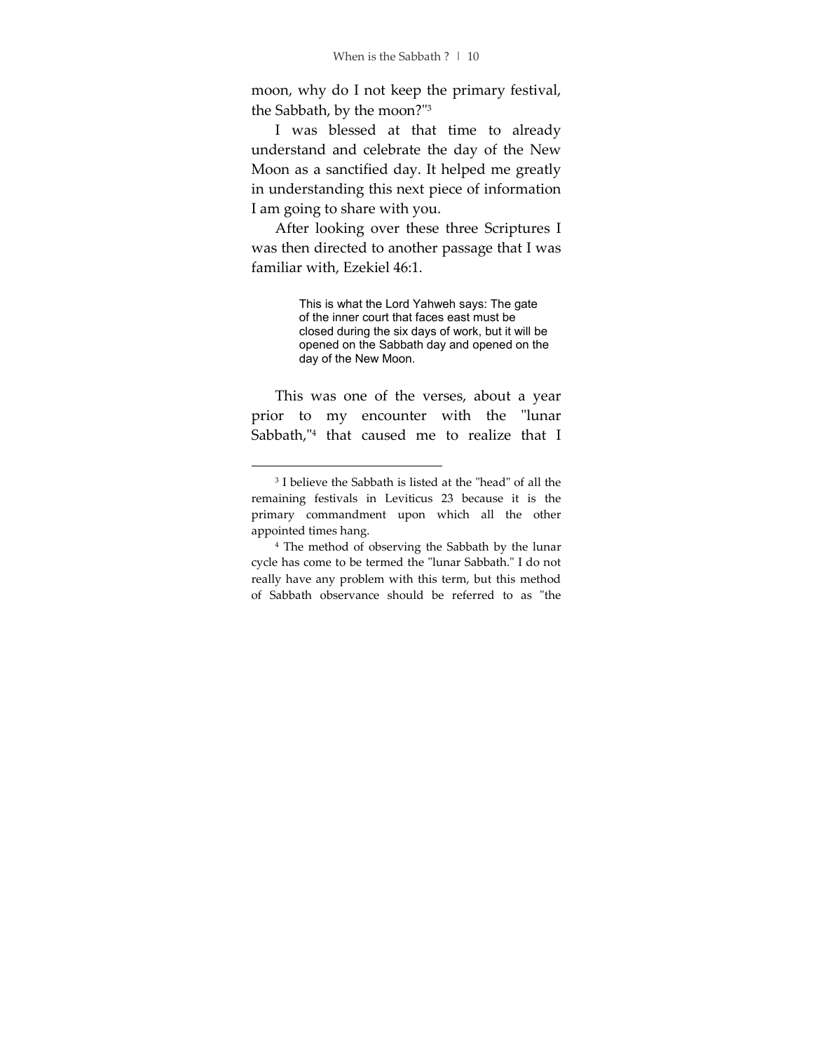moon, why do I not keep the primary festival, the Sabbath, by the moon?"[3]

I was blessed at that time to already understand and celebrate the day of the New Moon as a sanctified day. It helped me greatly in understanding this next piece of information I am going to share with you.

After looking over these three Scriptures I was then directed to another passage that I was familiar with, Ezekiel 46:1.

> This is what the Lord Yahweh says: The gate of the inner court that faces east must be closed during the six days of work, but it will be opened on the Sabbath day and opened on the day of the New Moon.

This was one of the verses, about a year prior to my encounter with the "lunar Sabbath,"[4] that caused me to realize that I

---

[3] I believe the Sabbath is listed at the "head" of all the remaining festivals in Leviticus 23 because it is the primary commandment upon which all the other appointed times hang.

[4] The method of observing the Sabbath by the lunar cycle has come to be termed the "lunar Sabbath." I do not really have any problem with this term, but this method of Sabbath observance should be referred to as "the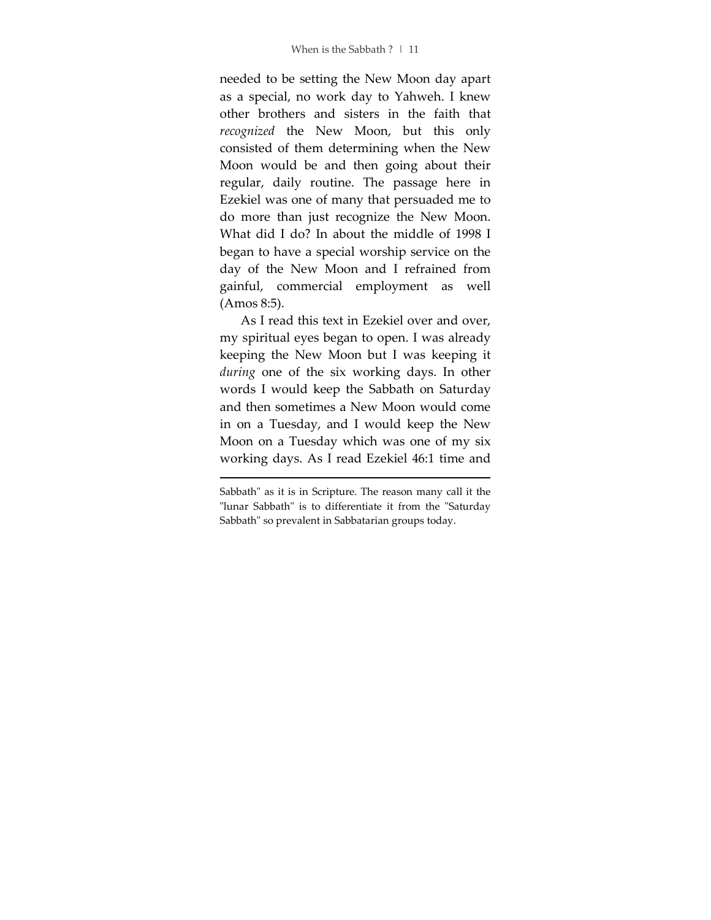needed to be setting the New Moon day apart as a special, no work day to Yahweh. I knew other brothers and sisters in the faith that *recognized* the New Moon, but this only consisted of them determining when the New Moon would be and then going about their regular, daily routine. The passage here in Ezekiel was one of many that persuaded me to do more than just recognize the New Moon. What did I do? In about the middle of 1998 I began to have a special worship service on the day of the New Moon and I refrained from gainful, commercial employment as well (Amos 8:5).

As I read this text in Ezekiel over and over, my spiritual eyes began to open. I was already keeping the New Moon but I was keeping it *during* one of the six working days. In other words I would keep the Sabbath on Saturday and then sometimes a New Moon would come in on a Tuesday, and I would keep the New Moon on a Tuesday which was one of my six working days. As I read Ezekiel 46:1 time and

---

Sabbath" as it is in Scripture. The reason many call it the "lunar Sabbath" is to differentiate it from the "Saturday Sabbath" so prevalent in Sabbatarian groups today.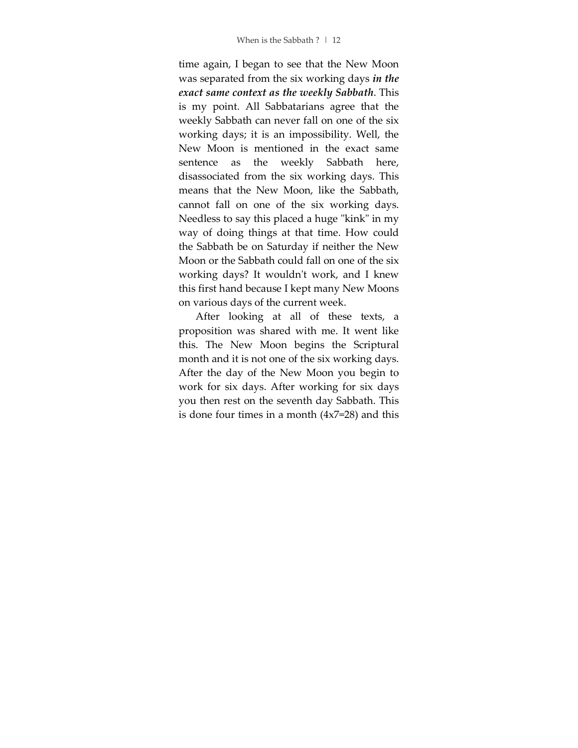time again, I began to see that the New Moon was separated from the six working days ***in the exact same context as the weekly Sabbath***. This is my point. All Sabbatarians agree that the weekly Sabbath can never fall on one of the six working days; it is an impossibility. Well, the New Moon is mentioned in the exact same sentence as the weekly Sabbath here, disassociated from the six working days. This means that the New Moon, like the Sabbath, cannot fall on one of the six working days. Needless to say this placed a huge "kink" in my way of doing things at that time. How could the Sabbath be on Saturday if neither the New Moon or the Sabbath could fall on one of the six working days? It wouldn't work, and I knew this first hand because I kept many New Moons on various days of the current week.

After looking at all of these texts, a proposition was shared with me. It went like this. The New Moon begins the Scriptural month and it is not one of the six working days. After the day of the New Moon you begin to work for six days. After working for six days you then rest on the seventh day Sabbath. This is done four times in a month (4x7=28) and this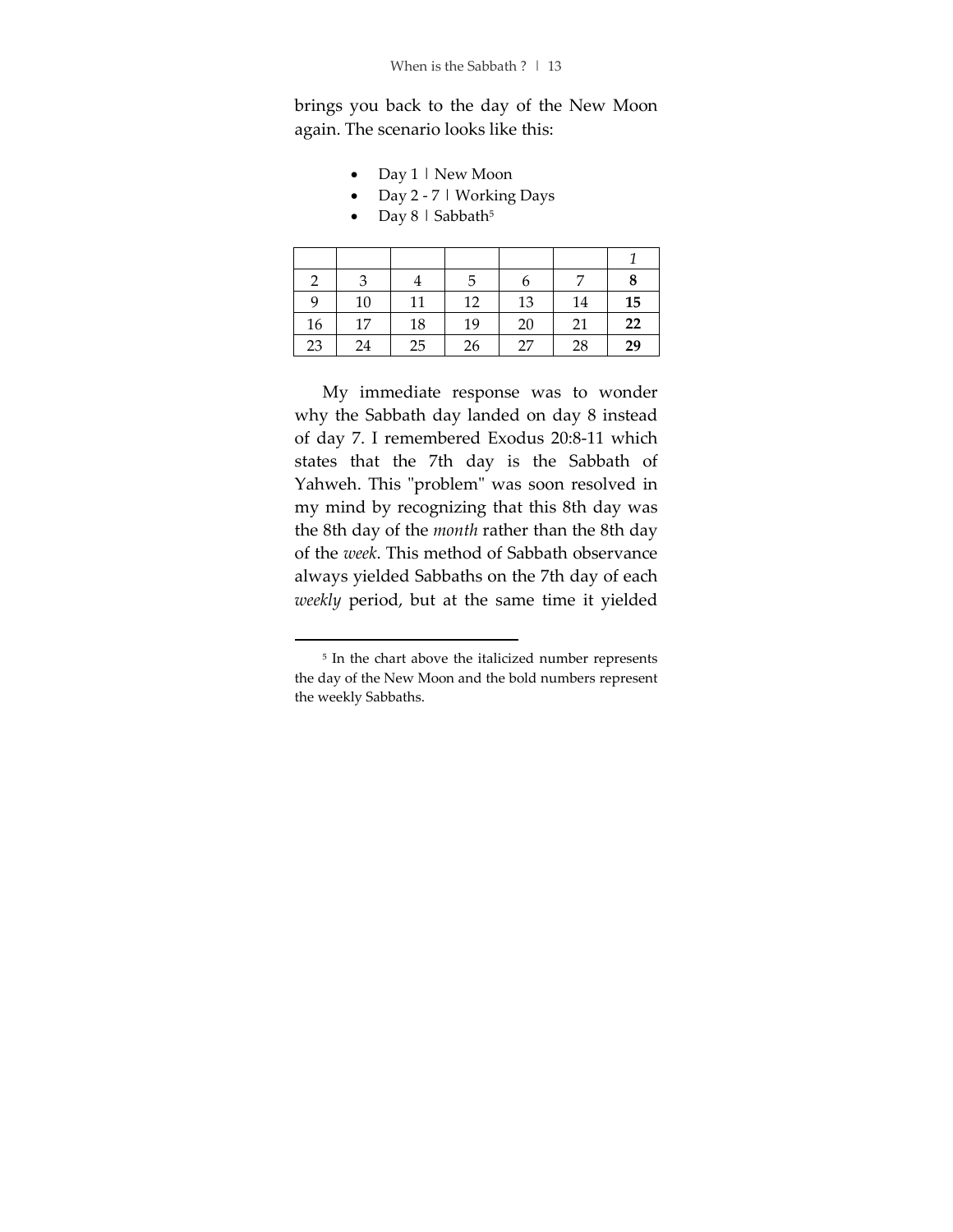brings you back to the day of the New Moon again. The scenario looks like this:

- Day 1 | New Moon
- Day 2 - 7 | Working Days
- Day 8 | Sabbath[5]

| | | | | | | *1* |
|---|---|---|---|---|---|---|
| 2 | 3 | 4 | 5 | 6 | 7 | **8** |
| 9 | 10 | 11 | 12 | 13 | 14 | **15** |
| 16 | 17 | 18 | 19 | 20 | 21 | **22** |
| 23 | 24 | 25 | 26 | 27 | 28 | **29** |

My immediate response was to wonder why the Sabbath day landed on day 8 instead of day 7. I remembered Exodus 20:8-11 which states that the 7th day is the Sabbath of Yahweh. This "problem" was soon resolved in my mind by recognizing that this 8th day was the 8th day of the *month* rather than the 8th day of the *week*. This method of Sabbath observance always yielded Sabbaths on the 7th day of each *weekly* period, but at the same time it yielded

---

[5] In the chart above the italicized number represents the day of the New Moon and the bold numbers represent the weekly Sabbaths.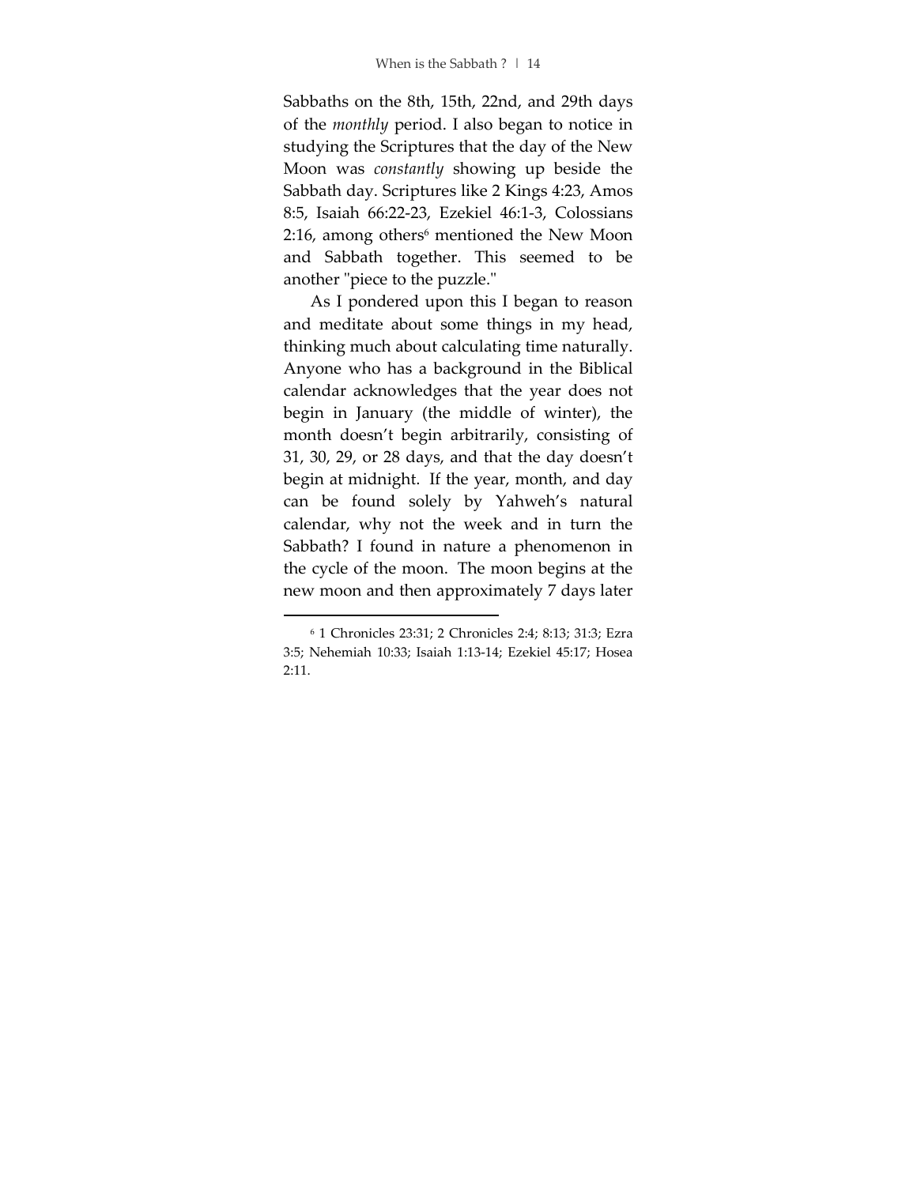Sabbaths on the 8th, 15th, 22nd, and 29th days of the *monthly* period. I also began to notice in studying the Scriptures that the day of the New Moon was *constantly* showing up beside the Sabbath day. Scriptures like 2 Kings 4:23, Amos 8:5, Isaiah 66:22-23, Ezekiel 46:1-3, Colossians 2:16, among others[6] mentioned the New Moon and Sabbath together. This seemed to be another "piece to the puzzle."

As I pondered upon this I began to reason and meditate about some things in my head, thinking much about calculating time naturally. Anyone who has a background in the Biblical calendar acknowledges that the year does not begin in January (the middle of winter), the month doesn't begin arbitrarily, consisting of 31, 30, 29, or 28 days, and that the day doesn't begin at midnight. If the year, month, and day can be found solely by Yahweh's natural calendar, why not the week and in turn the Sabbath? I found in nature a phenomenon in the cycle of the moon. The moon begins at the new moon and then approximately 7 days later

---

[6] 1 Chronicles 23:31; 2 Chronicles 2:4; 8:13; 31:3; Ezra 3:5; Nehemiah 10:33; Isaiah 1:13-14; Ezekiel 45:17; Hosea 2:11.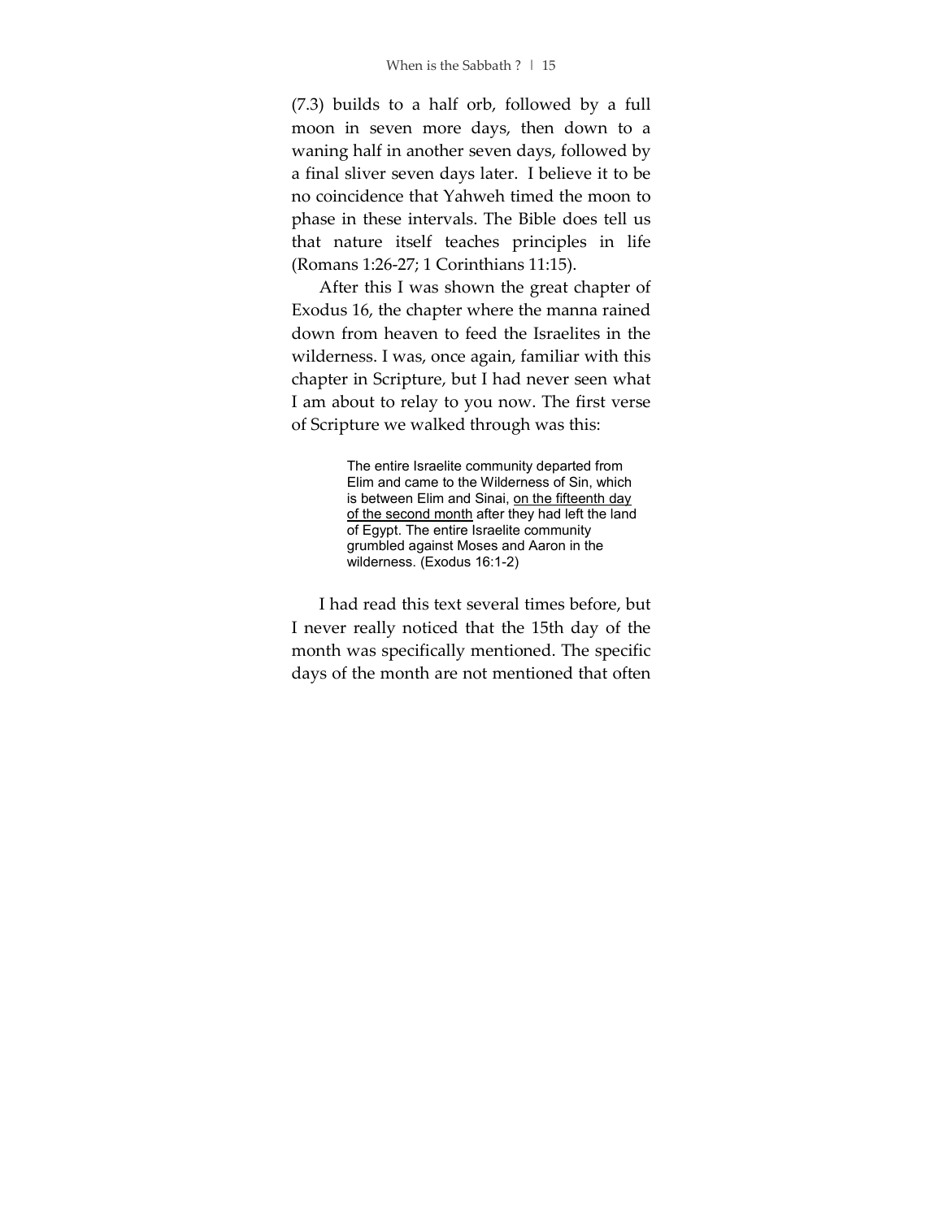(7.3) builds to a half orb, followed by a full moon in seven more days, then down to a waning half in another seven days, followed by a final sliver seven days later. I believe it to be no coincidence that Yahweh timed the moon to phase in these intervals. The Bible does tell us that nature itself teaches principles in life (Romans 1:26-27; 1 Corinthians 11:15).

After this I was shown the great chapter of Exodus 16, the chapter where the manna rained down from heaven to feed the Israelites in the wilderness. I was, once again, familiar with this chapter in Scripture, but I had never seen what I am about to relay to you now. The first verse of Scripture we walked through was this:

> The entire Israelite community departed from Elim and came to the Wilderness of Sin, which is between Elim and Sinai, <u>on the fifteenth day of the second month</u> after they had left the land of Egypt. The entire Israelite community grumbled against Moses and Aaron in the wilderness. (Exodus 16:1-2)

I had read this text several times before, but I never really noticed that the 15th day of the month was specifically mentioned. The specific days of the month are not mentioned that often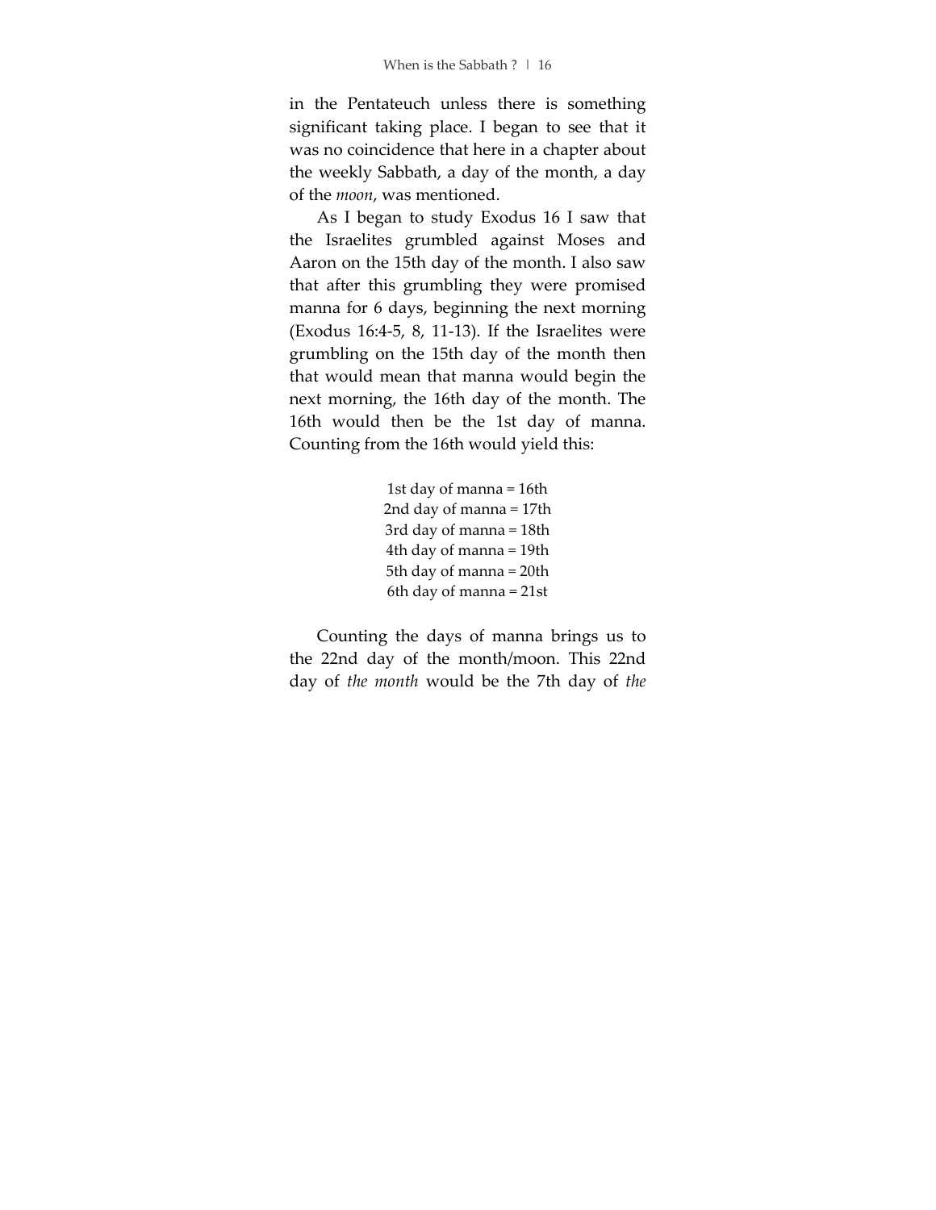in the Pentateuch unless there is something significant taking place. I began to see that it was no coincidence that here in a chapter about the weekly Sabbath, a day of the month, a day of the *moon*, was mentioned.

As I began to study Exodus 16 I saw that the Israelites grumbled against Moses and Aaron on the 15th day of the month. I also saw that after this grumbling they were promised manna for 6 days, beginning the next morning (Exodus 16:4-5, 8, 11-13). If the Israelites were grumbling on the 15th day of the month then that would mean that manna would begin the next morning, the 16th day of the month. The 16th would then be the 1st day of manna. Counting from the 16th would yield this:

1st day of manna = 16th  
2nd day of manna = 17th  
3rd day of manna = 18th  
4th day of manna = 19th  
5th day of manna = 20th  
6th day of manna = 21st

Counting the days of manna brings us to the 22nd day of the month/moon. This 22nd day of *the month* would be the 7th day of *the*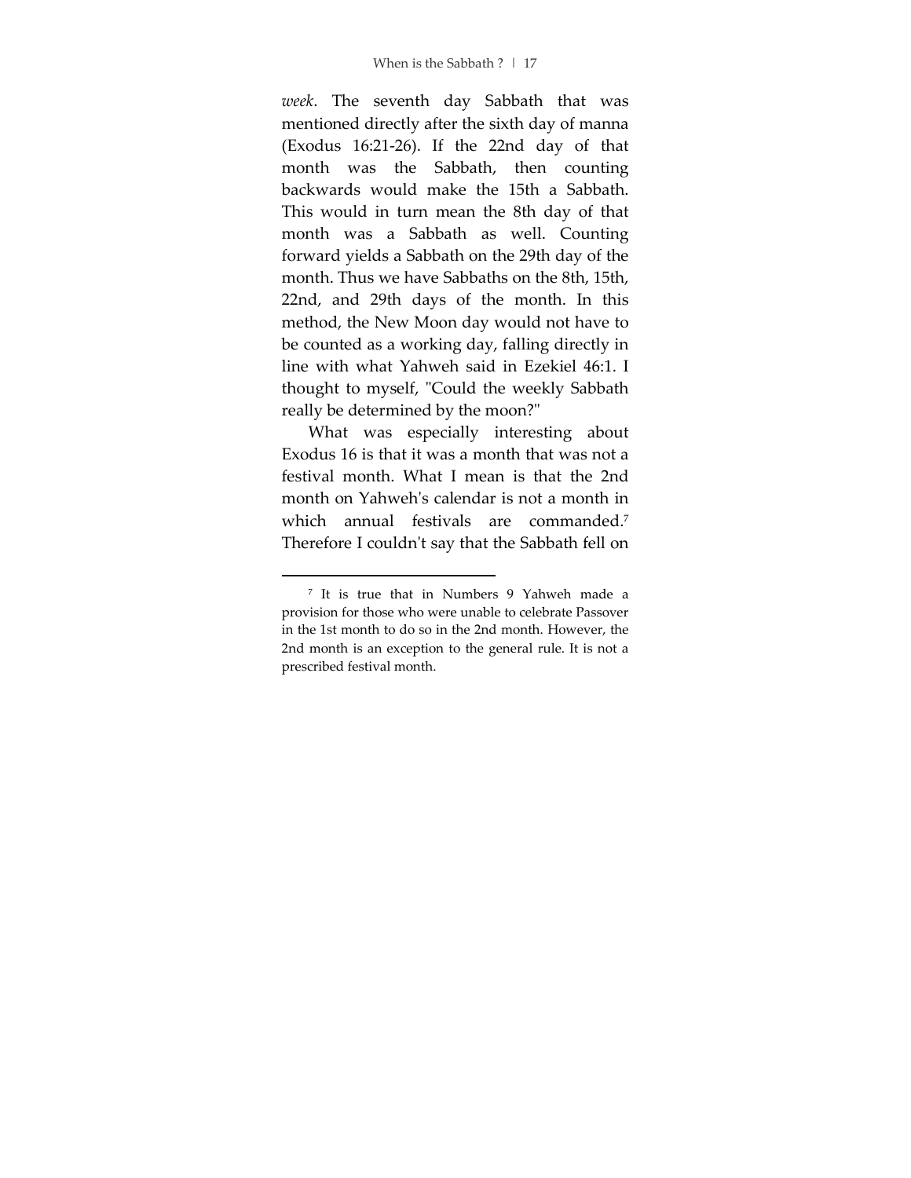*week*. The seventh day Sabbath that was mentioned directly after the sixth day of manna (Exodus 16:21-26). If the 22nd day of that month was the Sabbath, then counting backwards would make the 15th a Sabbath. This would in turn mean the 8th day of that month was a Sabbath as well. Counting forward yields a Sabbath on the 29th day of the month. Thus we have Sabbaths on the 8th, 15th, 22nd, and 29th days of the month. In this method, the New Moon day would not have to be counted as a working day, falling directly in line with what Yahweh said in Ezekiel 46:1. I thought to myself, "Could the weekly Sabbath really be determined by the moon?"

What was especially interesting about Exodus 16 is that it was a month that was not a festival month. What I mean is that the 2nd month on Yahweh's calendar is not a month in which annual festivals are commanded.[7] Therefore I couldn't say that the Sabbath fell on

---

[7] It is true that in Numbers 9 Yahweh made a provision for those who were unable to celebrate Passover in the 1st month to do so in the 2nd month. However, the 2nd month is an exception to the general rule. It is not a prescribed festival month.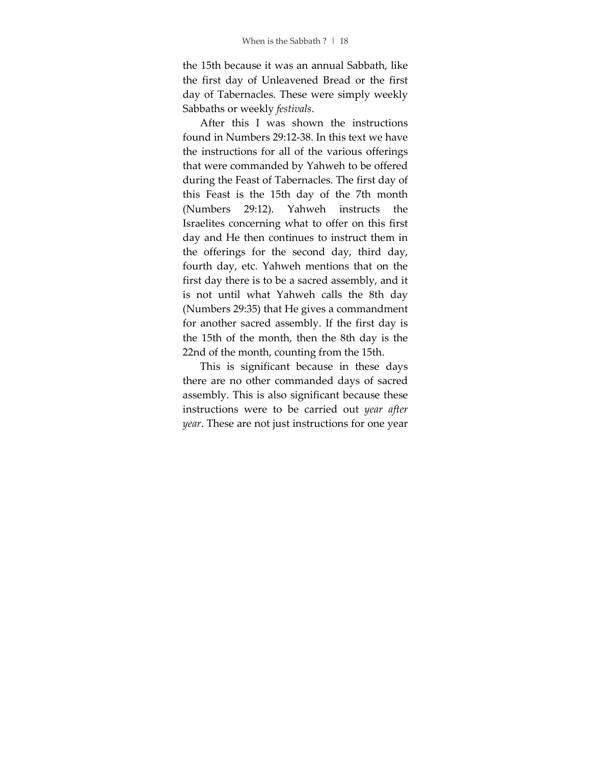the 15th because it was an annual Sabbath, like the first day of Unleavened Bread or the first day of Tabernacles. These were simply weekly Sabbaths or weekly *festivals*.

After this I was shown the instructions found in Numbers 29:12-38. In this text we have the instructions for all of the various offerings that were commanded by Yahweh to be offered during the Feast of Tabernacles. The first day of this Feast is the 15th day of the 7th month (Numbers 29:12). Yahweh instructs the Israelites concerning what to offer on this first day and He then continues to instruct them in the offerings for the second day, third day, fourth day, etc. Yahweh mentions that on the first day there is to be a sacred assembly, and it is not until what Yahweh calls the 8th day (Numbers 29:35) that He gives a commandment for another sacred assembly. If the first day is the 15th of the month, then the 8th day is the 22nd of the month, counting from the 15th.

This is significant because in these days there are no other commanded days of sacred assembly. This is also significant because these instructions were to be carried out *year after year*. These are not just instructions for one year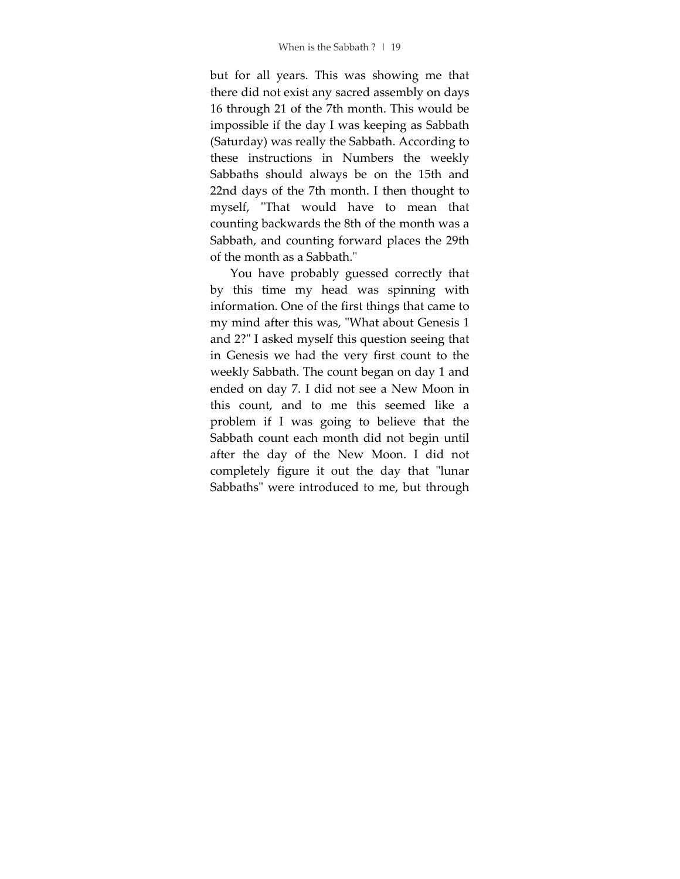but for all years. This was showing me that there did not exist any sacred assembly on days 16 through 21 of the 7th month. This would be impossible if the day I was keeping as Sabbath (Saturday) was really the Sabbath. According to these instructions in Numbers the weekly Sabbaths should always be on the 15th and 22nd days of the 7th month. I then thought to myself, "That would have to mean that counting backwards the 8th of the month was a Sabbath, and counting forward places the 29th of the month as a Sabbath."

You have probably guessed correctly that by this time my head was spinning with information. One of the first things that came to my mind after this was, "What about Genesis 1 and 2?" I asked myself this question seeing that in Genesis we had the very first count to the weekly Sabbath. The count began on day 1 and ended on day 7. I did not see a New Moon in this count, and to me this seemed like a problem if I was going to believe that the Sabbath count each month did not begin until after the day of the New Moon. I did not completely figure it out the day that "lunar Sabbaths" were introduced to me, but through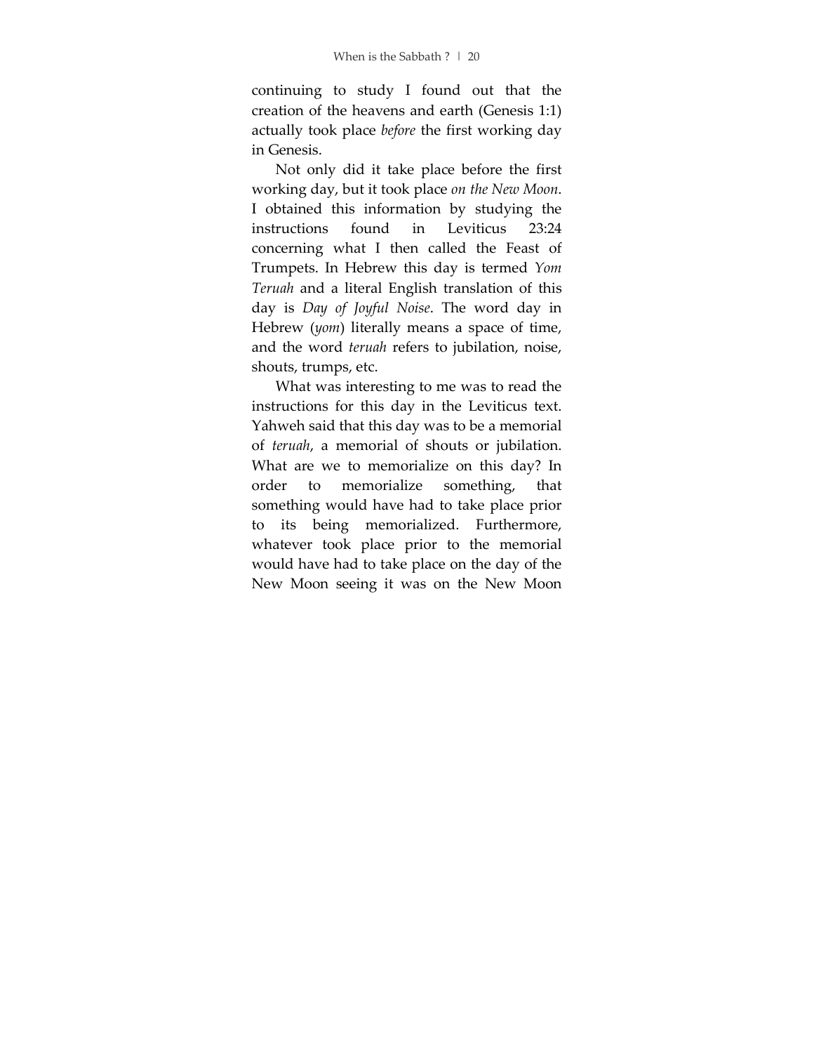continuing to study I found out that the creation of the heavens and earth (Genesis 1:1) actually took place *before* the first working day in Genesis.

Not only did it take place before the first working day, but it took place *on the New Moon*. I obtained this information by studying the instructions found in Leviticus 23:24 concerning what I then called the Feast of Trumpets. In Hebrew this day is termed *Yom Teruah* and a literal English translation of this day is *Day of Joyful Noise*. The word day in Hebrew (*yom*) literally means a space of time, and the word *teruah* refers to jubilation, noise, shouts, trumps, etc.

What was interesting to me was to read the instructions for this day in the Leviticus text. Yahweh said that this day was to be a memorial of *teruah*, a memorial of shouts or jubilation. What are we to memorialize on this day? In order to memorialize something, that something would have had to take place prior to its being memorialized. Furthermore, whatever took place prior to the memorial would have had to take place on the day of the New Moon seeing it was on the New Moon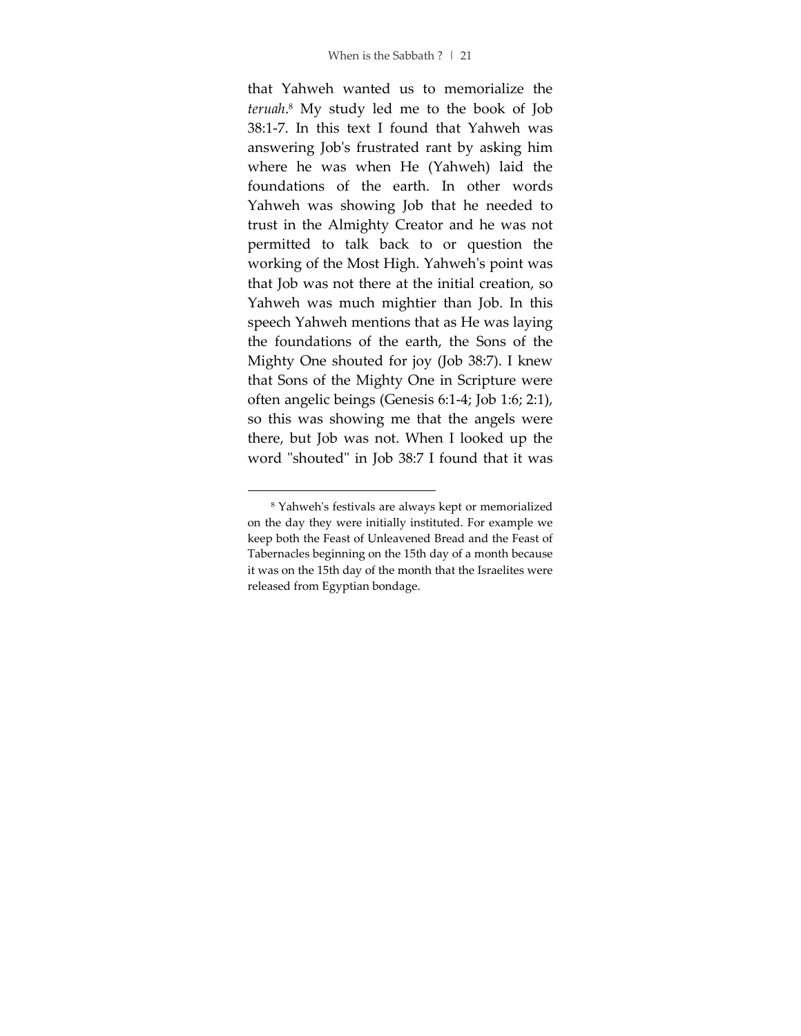that Yahweh wanted us to memorialize the *teruah*.[8] My study led me to the book of Job 38:1-7. In this text I found that Yahweh was answering Job's frustrated rant by asking him where he was when He (Yahweh) laid the foundations of the earth. In other words Yahweh was showing Job that he needed to trust in the Almighty Creator and he was not permitted to talk back to or question the working of the Most High. Yahweh's point was that Job was not there at the initial creation, so Yahweh was much mightier than Job. In this speech Yahweh mentions that as He was laying the foundations of the earth, the Sons of the Mighty One shouted for joy (Job 38:7). I knew that Sons of the Mighty One in Scripture were often angelic beings (Genesis 6:1-4; Job 1:6; 2:1), so this was showing me that the angels were there, but Job was not. When I looked up the word "shouted" in Job 38:7 I found that it was

---

[8] Yahweh's festivals are always kept or memorialized on the day they were initially instituted. For example we keep both the Feast of Unleavened Bread and the Feast of Tabernacles beginning on the 15th day of a month because it was on the 15th day of the month that the Israelites were released from Egyptian bondage.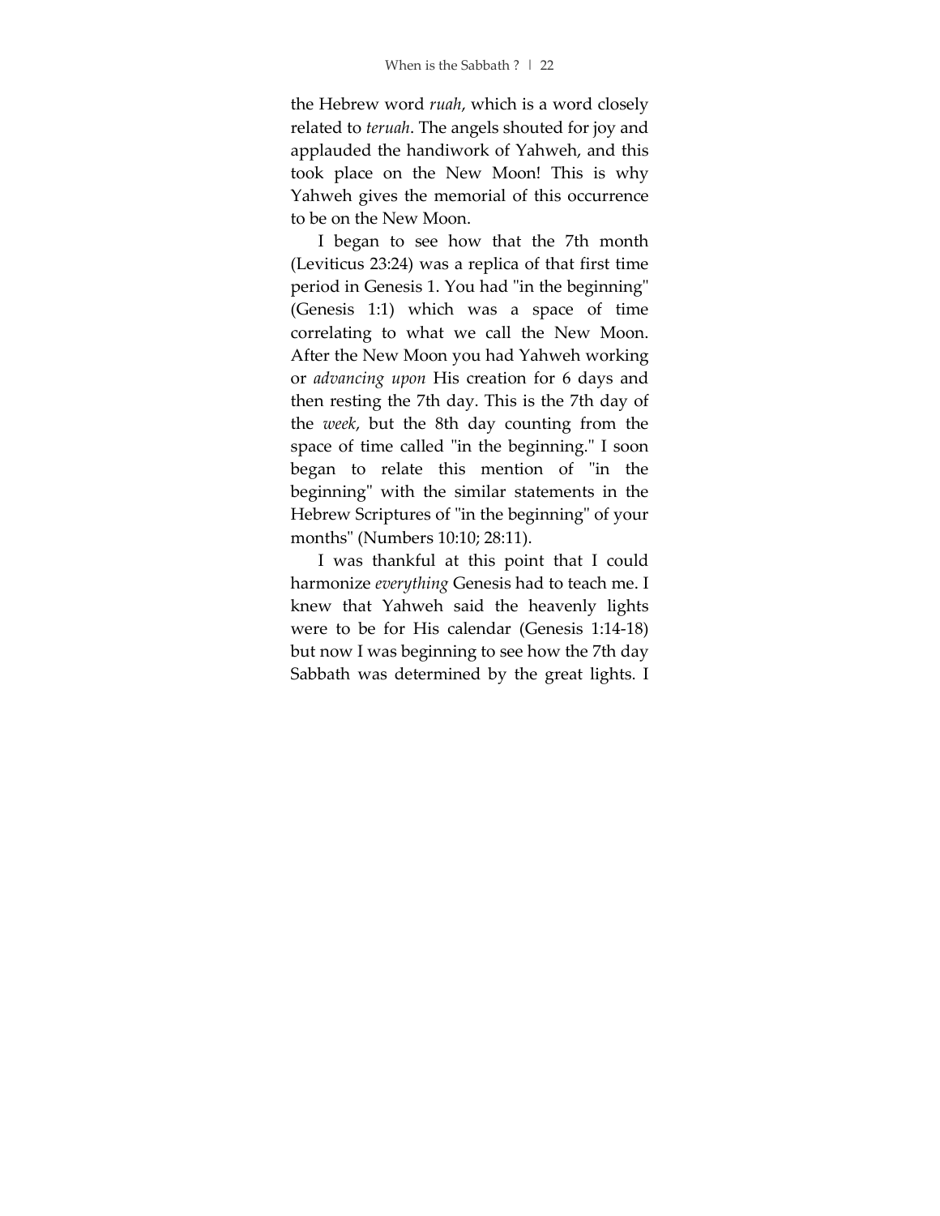the Hebrew word *ruah*, which is a word closely related to *teruah*. The angels shouted for joy and applauded the handiwork of Yahweh, and this took place on the New Moon! This is why Yahweh gives the memorial of this occurrence to be on the New Moon.

I began to see how that the 7th month (Leviticus 23:24) was a replica of that first time period in Genesis 1. You had "in the beginning" (Genesis 1:1) which was a space of time correlating to what we call the New Moon. After the New Moon you had Yahweh working or *advancing upon* His creation for 6 days and then resting the 7th day. This is the 7th day of the *week*, but the 8th day counting from the space of time called "in the beginning." I soon began to relate this mention of "in the beginning" with the similar statements in the Hebrew Scriptures of "in the beginning" of your months" (Numbers 10:10; 28:11).

I was thankful at this point that I could harmonize *everything* Genesis had to teach me. I knew that Yahweh said the heavenly lights were to be for His calendar (Genesis 1:14-18) but now I was beginning to see how the 7th day Sabbath was determined by the great lights. I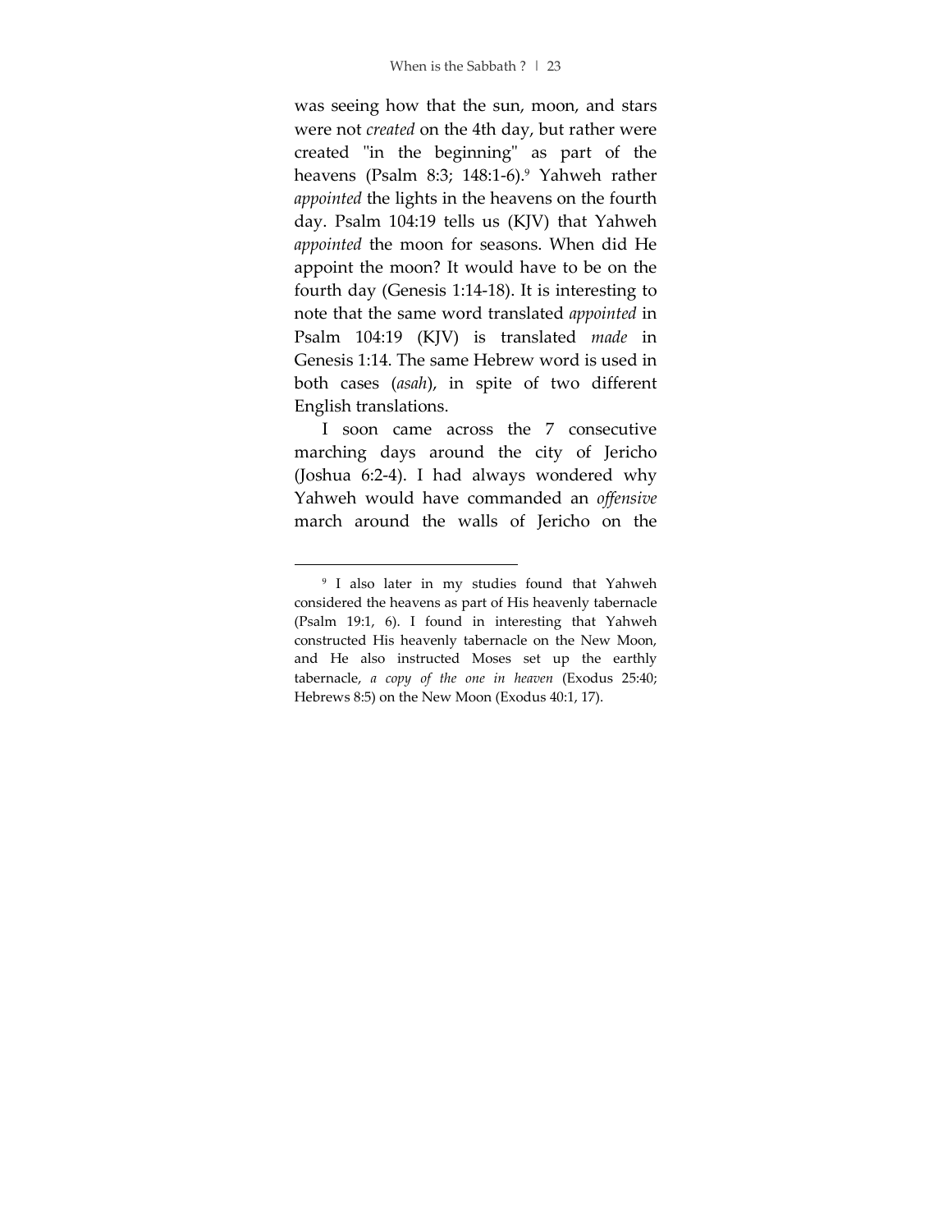was seeing how that the sun, moon, and stars were not *created* on the 4th day, but rather were created "in the beginning" as part of the heavens (Psalm 8:3; 148:1-6).[9] Yahweh rather *appointed* the lights in the heavens on the fourth day. Psalm 104:19 tells us (KJV) that Yahweh *appointed* the moon for seasons. When did He appoint the moon? It would have to be on the fourth day (Genesis 1:14-18). It is interesting to note that the same word translated *appointed* in Psalm 104:19 (KJV) is translated *made* in Genesis 1:14. The same Hebrew word is used in both cases (*asah*), in spite of two different English translations.

I soon came across the 7 consecutive marching days around the city of Jericho (Joshua 6:2-4). I had always wondered why Yahweh would have commanded an *offensive* march around the walls of Jericho on the

---

[9] I also later in my studies found that Yahweh considered the heavens as part of His heavenly tabernacle (Psalm 19:1, 6). I found in interesting that Yahweh constructed His heavenly tabernacle on the New Moon, and He also instructed Moses set up the earthly tabernacle, *a copy of the one in heaven* (Exodus 25:40; Hebrews 8:5) on the New Moon (Exodus 40:1, 17).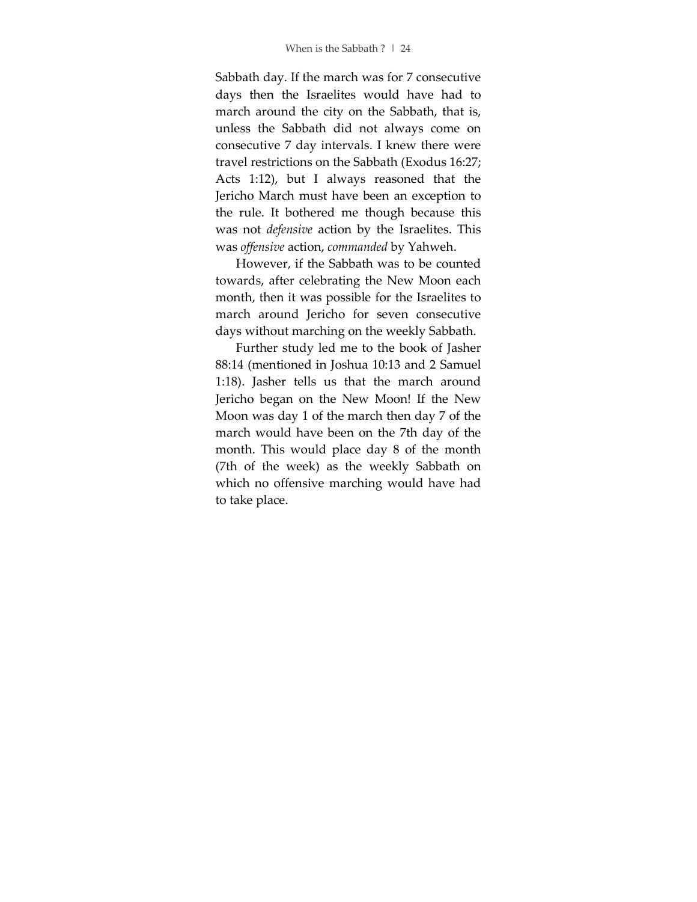Sabbath day. If the march was for 7 consecutive days then the Israelites would have had to march around the city on the Sabbath, that is, unless the Sabbath did not always come on consecutive 7 day intervals. I knew there were travel restrictions on the Sabbath (Exodus 16:27; Acts 1:12), but I always reasoned that the Jericho March must have been an exception to the rule. It bothered me though because this was not *defensive* action by the Israelites. This was *offensive* action, *commanded* by Yahweh.

However, if the Sabbath was to be counted towards, after celebrating the New Moon each month, then it was possible for the Israelites to march around Jericho for seven consecutive days without marching on the weekly Sabbath.

Further study led me to the book of Jasher 88:14 (mentioned in Joshua 10:13 and 2 Samuel 1:18). Jasher tells us that the march around Jericho began on the New Moon! If the New Moon was day 1 of the march then day 7 of the march would have been on the 7th day of the month. This would place day 8 of the month (7th of the week) as the weekly Sabbath on which no offensive marching would have had to take place.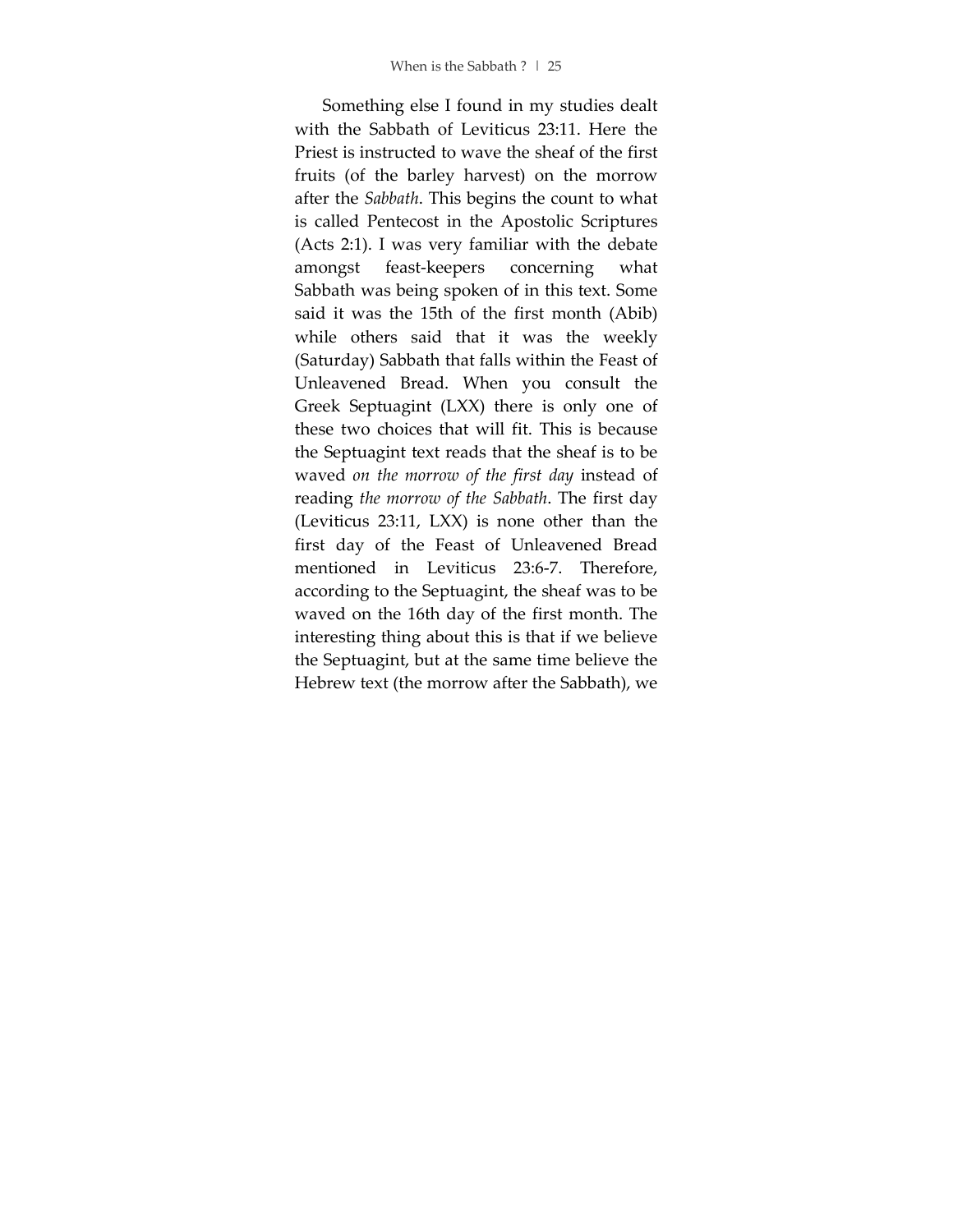Something else I found in my studies dealt with the Sabbath of Leviticus 23:11. Here the Priest is instructed to wave the sheaf of the first fruits (of the barley harvest) on the morrow after the *Sabbath*. This begins the count to what is called Pentecost in the Apostolic Scriptures (Acts 2:1). I was very familiar with the debate amongst feast-keepers concerning what Sabbath was being spoken of in this text. Some said it was the 15th of the first month (Abib) while others said that it was the weekly (Saturday) Sabbath that falls within the Feast of Unleavened Bread. When you consult the Greek Septuagint (LXX) there is only one of these two choices that will fit. This is because the Septuagint text reads that the sheaf is to be waved *on the morrow of the first day* instead of reading *the morrow of the Sabbath*. The first day (Leviticus 23:11, LXX) is none other than the first day of the Feast of Unleavened Bread mentioned in Leviticus 23:6-7. Therefore, according to the Septuagint, the sheaf was to be waved on the 16th day of the first month. The interesting thing about this is that if we believe the Septuagint, but at the same time believe the Hebrew text (the morrow after the Sabbath), we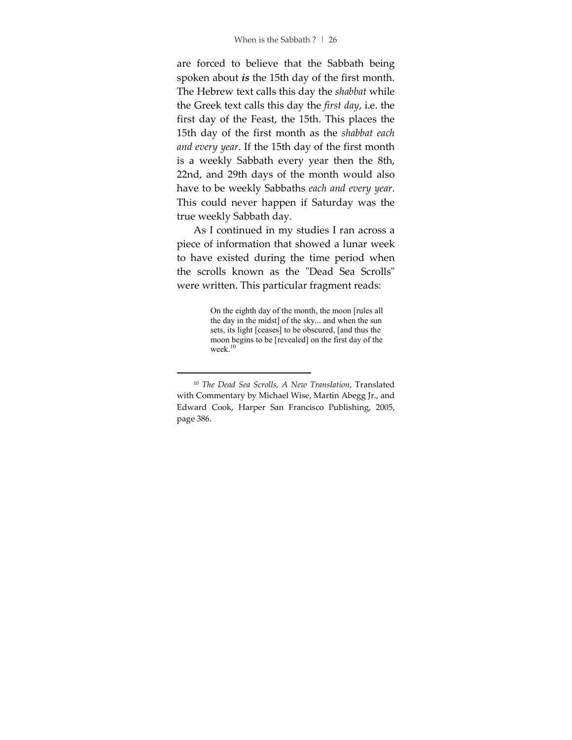are forced to believe that the Sabbath being spoken about ***is*** the 15th day of the first month. The Hebrew text calls this day the *shabbat* while the Greek text calls this day the *first day*, i.e. the first day of the Feast, the 15th. This places the 15th day of the first month as the *shabbat each and every year*. If the 15th day of the first month is a weekly Sabbath every year then the 8th, 22nd, and 29th days of the month would also have to be weekly Sabbaths *each and every year*. This could never happen if Saturday was the true weekly Sabbath day.

As I continued in my studies I ran across a piece of information that showed a lunar week to have existed during the time period when the scrolls known as the "Dead Sea Scrolls" were written. This particular fragment reads:

> On the eighth day of the month, the moon [rules all the day in the midst] of the sky... and when the sun sets, its light [ceases] to be obscured, [and thus the moon begins to be [revealed] on the first day of the week.[10]

---

[10] *The Dead Sea Scrolls, A New Translation*, Translated with Commentary by Michael Wise, Martin Abegg Jr., and Edward Cook, Harper San Francisco Publishing, 2005, page 386.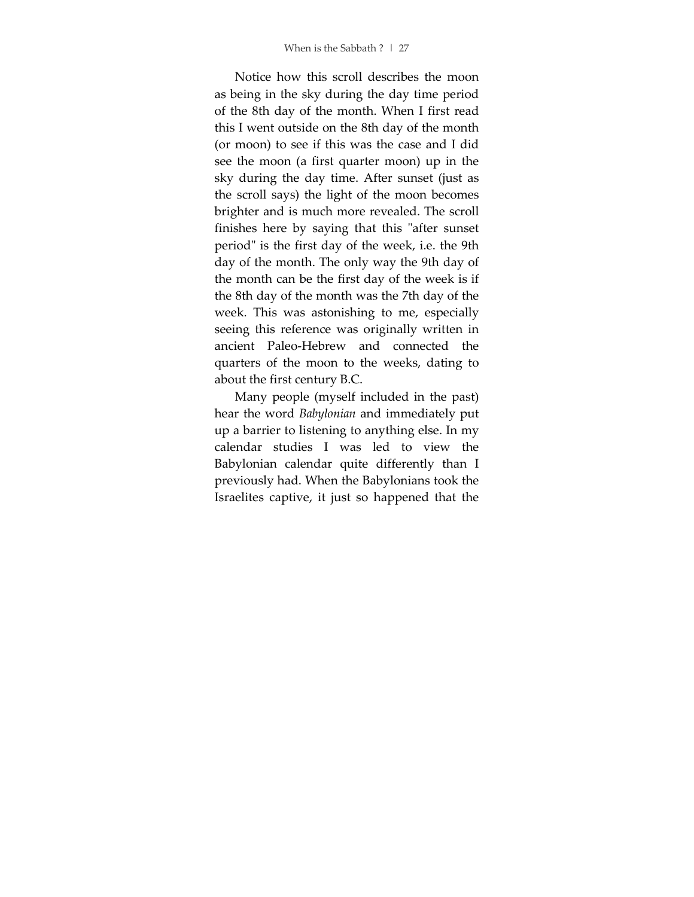Notice how this scroll describes the moon as being in the sky during the day time period of the 8th day of the month. When I first read this I went outside on the 8th day of the month (or moon) to see if this was the case and I did see the moon (a first quarter moon) up in the sky during the day time. After sunset (just as the scroll says) the light of the moon becomes brighter and is much more revealed. The scroll finishes here by saying that this "after sunset period" is the first day of the week, i.e. the 9th day of the month. The only way the 9th day of the month can be the first day of the week is if the 8th day of the month was the 7th day of the week. This was astonishing to me, especially seeing this reference was originally written in ancient Paleo-Hebrew and connected the quarters of the moon to the weeks, dating to about the first century B.C.

Many people (myself included in the past) hear the word *Babylonian* and immediately put up a barrier to listening to anything else. In my calendar studies I was led to view the Babylonian calendar quite differently than I previously had. When the Babylonians took the Israelites captive, it just so happened that the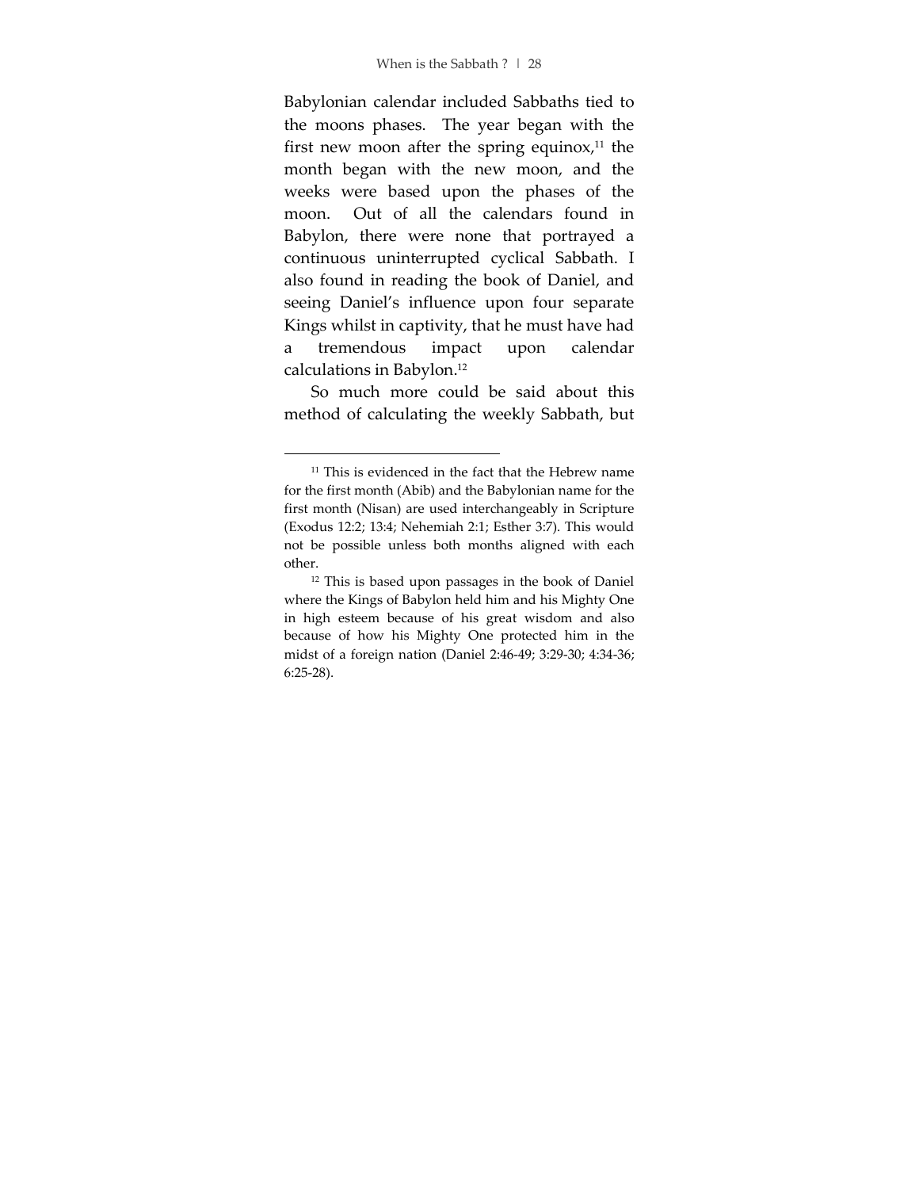Babylonian calendar included Sabbaths tied to the moons phases. The year began with the first new moon after the spring equinox,[11] the month began with the new moon, and the weeks were based upon the phases of the moon. Out of all the calendars found in Babylon, there were none that portrayed a continuous uninterrupted cyclical Sabbath. I also found in reading the book of Daniel, and seeing Daniel's influence upon four separate Kings whilst in captivity, that he must have had a tremendous impact upon calendar calculations in Babylon.[12]

So much more could be said about this method of calculating the weekly Sabbath, but

---

[11] This is evidenced in the fact that the Hebrew name for the first month (Abib) and the Babylonian name for the first month (Nisan) are used interchangeably in Scripture (Exodus 12:2; 13:4; Nehemiah 2:1; Esther 3:7). This would not be possible unless both months aligned with each other.

[12] This is based upon passages in the book of Daniel where the Kings of Babylon held him and his Mighty One in high esteem because of his great wisdom and also because of how his Mighty One protected him in the midst of a foreign nation (Daniel 2:46-49; 3:29-30; 4:34-36; 6:25-28).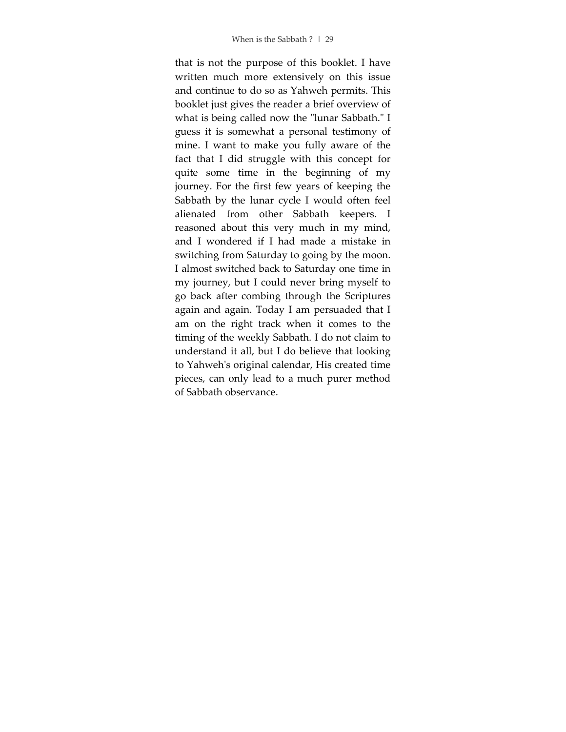that is not the purpose of this booklet. I have written much more extensively on this issue and continue to do so as Yahweh permits. This booklet just gives the reader a brief overview of what is being called now the "lunar Sabbath." I guess it is somewhat a personal testimony of mine. I want to make you fully aware of the fact that I did struggle with this concept for quite some time in the beginning of my journey. For the first few years of keeping the Sabbath by the lunar cycle I would often feel alienated from other Sabbath keepers. I reasoned about this very much in my mind, and I wondered if I had made a mistake in switching from Saturday to going by the moon. I almost switched back to Saturday one time in my journey, but I could never bring myself to go back after combing through the Scriptures again and again. Today I am persuaded that I am on the right track when it comes to the timing of the weekly Sabbath. I do not claim to understand it all, but I do believe that looking to Yahweh's original calendar, His created time pieces, can only lead to a much purer method of Sabbath observance.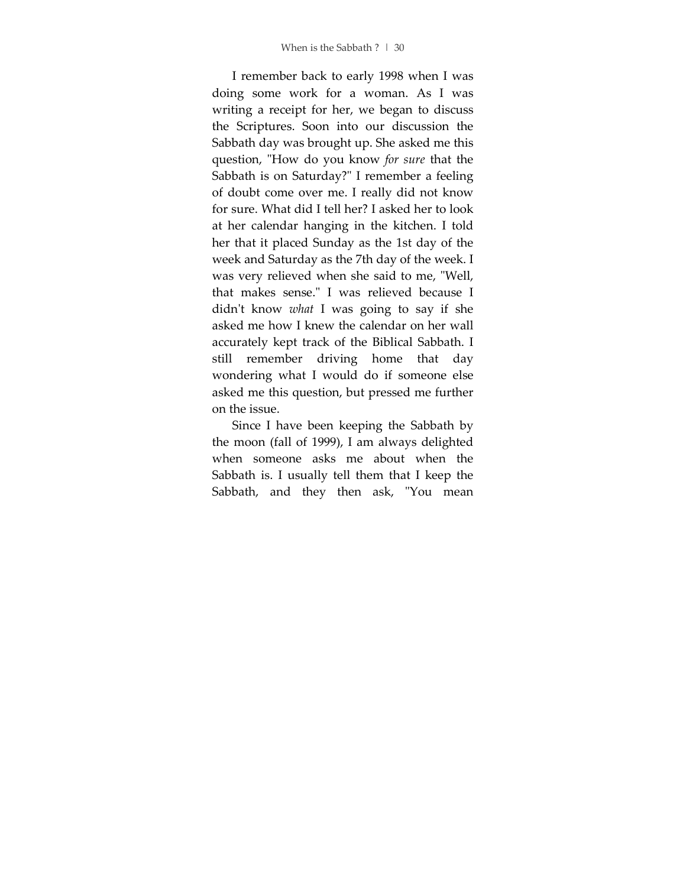I remember back to early 1998 when I was doing some work for a woman. As I was writing a receipt for her, we began to discuss the Scriptures. Soon into our discussion the Sabbath day was brought up. She asked me this question, "How do you know *for sure* that the Sabbath is on Saturday?" I remember a feeling of doubt come over me. I really did not know for sure. What did I tell her? I asked her to look at her calendar hanging in the kitchen. I told her that it placed Sunday as the 1st day of the week and Saturday as the 7th day of the week. I was very relieved when she said to me, "Well, that makes sense." I was relieved because I didn't know *what* I was going to say if she asked me how I knew the calendar on her wall accurately kept track of the Biblical Sabbath. I still remember driving home that day wondering what I would do if someone else asked me this question, but pressed me further on the issue.

Since I have been keeping the Sabbath by the moon (fall of 1999), I am always delighted when someone asks me about when the Sabbath is. I usually tell them that I keep the Sabbath, and they then ask, "You mean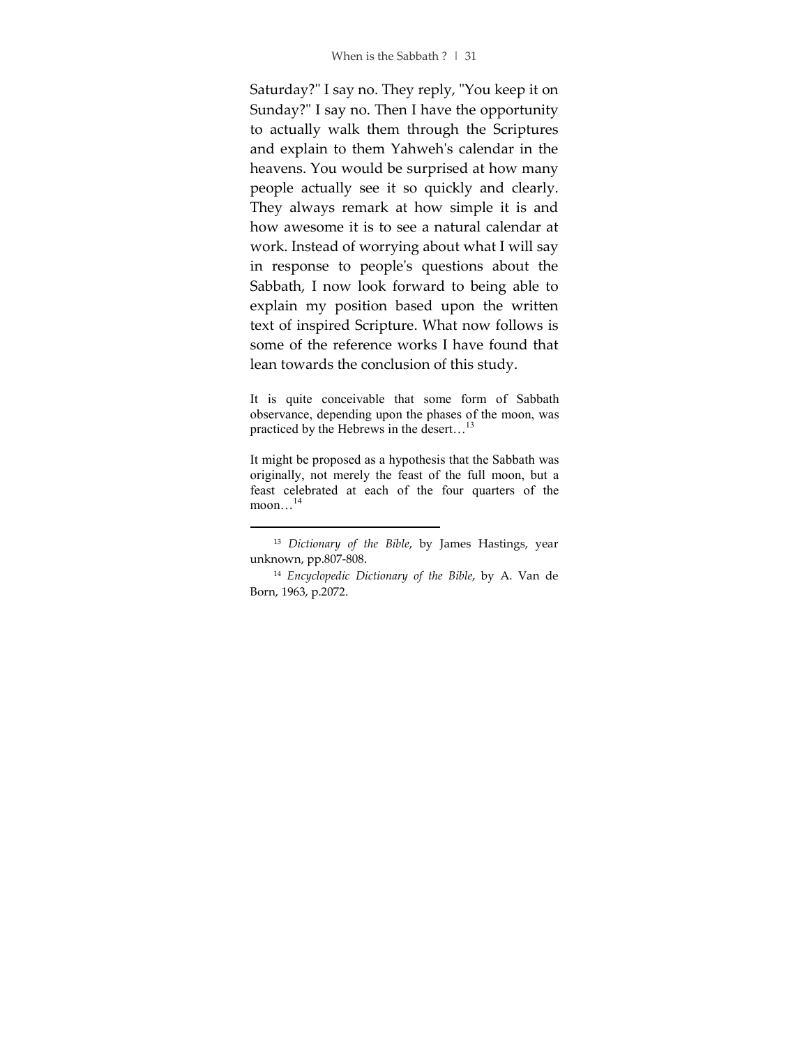Saturday?" I say no. They reply, "You keep it on Sunday?" I say no. Then I have the opportunity to actually walk them through the Scriptures and explain to them Yahweh's calendar in the heavens. You would be surprised at how many people actually see it so quickly and clearly. They always remark at how simple it is and how awesome it is to see a natural calendar at work. Instead of worrying about what I will say in response to people's questions about the Sabbath, I now look forward to being able to explain my position based upon the written text of inspired Scripture. What now follows is some of the reference works I have found that lean towards the conclusion of this study.

> It is quite conceivable that some form of Sabbath observance, depending upon the phases of the moon, was practiced by the Hebrews in the desert…[13]

> It might be proposed as a hypothesis that the Sabbath was originally, not merely the feast of the full moon, but a feast celebrated at each of the four quarters of the moon…[14]

---

[13] *Dictionary of the Bible*, by James Hastings, year unknown, pp.807-808.

[14] *Encyclopedic Dictionary of the Bible*, by A. Van de Born, 1963, p.2072.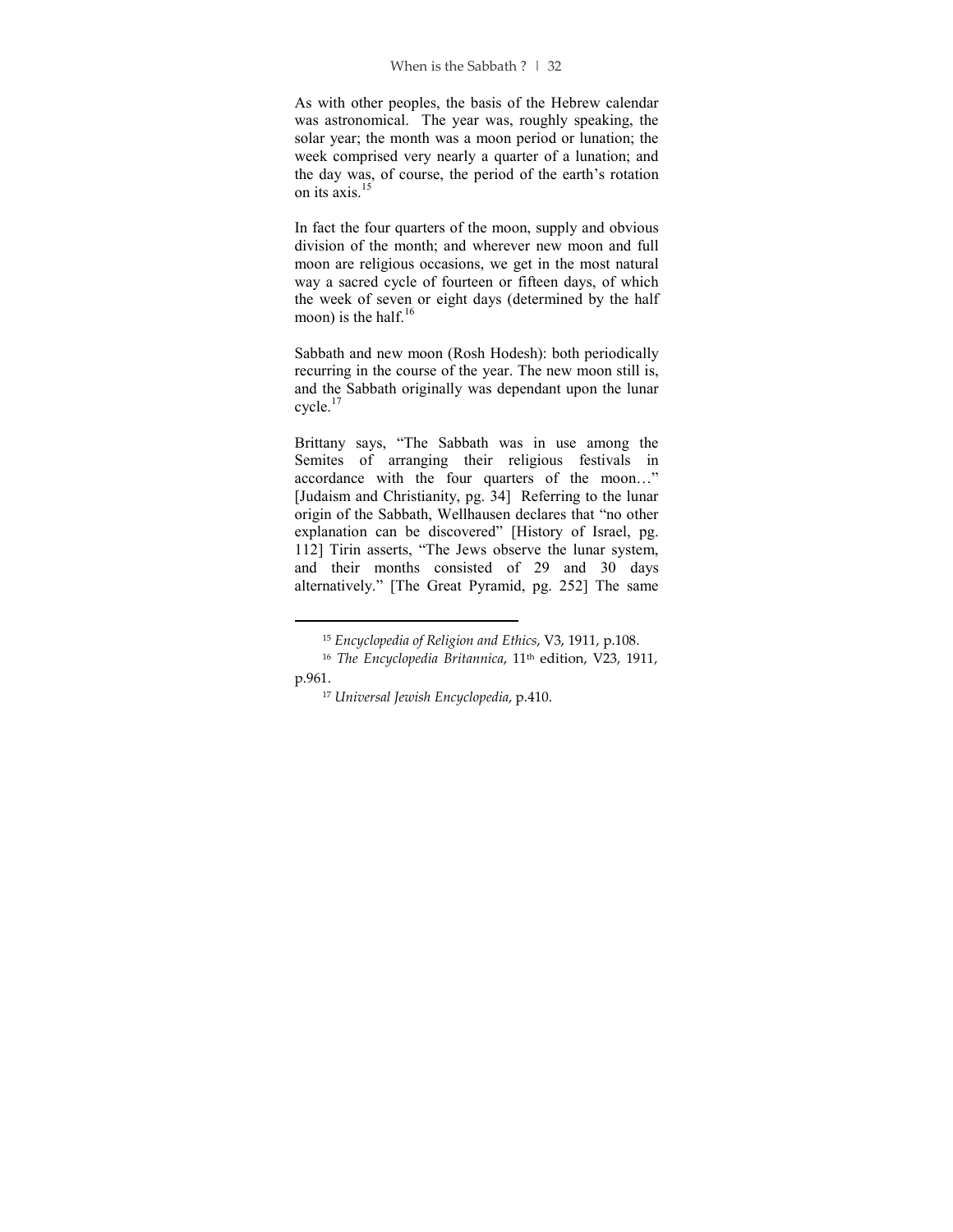As with other peoples, the basis of the Hebrew calendar was astronomical. The year was, roughly speaking, the solar year; the month was a moon period or lunation; the week comprised very nearly a quarter of a lunation; and the day was, of course, the period of the earth's rotation on its axis.[15]

In fact the four quarters of the moon, supply and obvious division of the month; and wherever new moon and full moon are religious occasions, we get in the most natural way a sacred cycle of fourteen or fifteen days, of which the week of seven or eight days (determined by the half moon) is the half.[16]

Sabbath and new moon (Rosh Hodesh): both periodically recurring in the course of the year. The new moon still is, and the Sabbath originally was dependant upon the lunar cycle.[17]

Brittany says, "The Sabbath was in use among the Semites of arranging their religious festivals in accordance with the four quarters of the moon…" [Judaism and Christianity, pg. 34] Referring to the lunar origin of the Sabbath, Wellhausen declares that "no other explanation can be discovered" [History of Israel, pg. 112] Tirin asserts, "The Jews observe the lunar system, and their months consisted of 29 and 30 days alternatively." [The Great Pyramid, pg. 252] The same

---

[15] *Encyclopedia of Religion and Ethics*, V3, 1911, p.108.

[16] *The Encyclopedia Britannica*, 11th edition, V23, 1911, p.961.

[17] *Universal Jewish Encyclopedia*, p.410.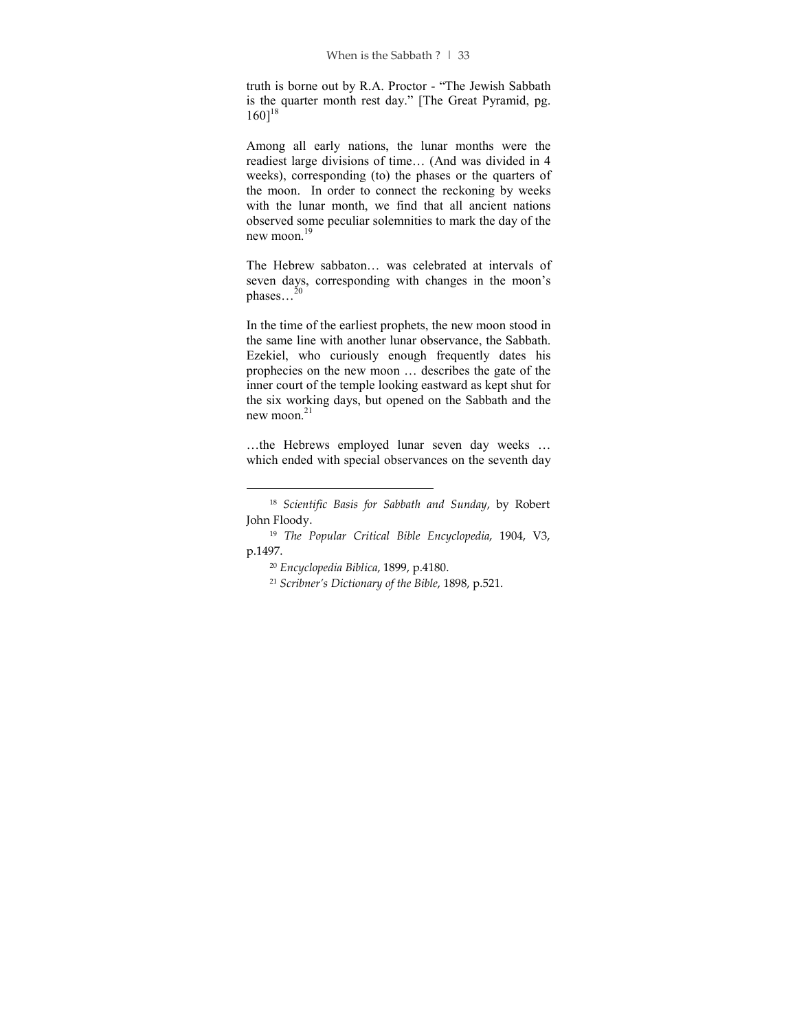truth is borne out by R.A. Proctor - "The Jewish Sabbath is the quarter month rest day." [The Great Pyramid, pg. 160][18]

Among all early nations, the lunar months were the readiest large divisions of time… (And was divided in 4 weeks), corresponding (to) the phases or the quarters of the moon. In order to connect the reckoning by weeks with the lunar month, we find that all ancient nations observed some peculiar solemnities to mark the day of the new moon.[19]

The Hebrew sabbaton… was celebrated at intervals of seven days, corresponding with changes in the moon's phases…[20]

In the time of the earliest prophets, the new moon stood in the same line with another lunar observance, the Sabbath. Ezekiel, who curiously enough frequently dates his prophecies on the new moon … describes the gate of the inner court of the temple looking eastward as kept shut for the six working days, but opened on the Sabbath and the new moon.[21]

…the Hebrews employed lunar seven day weeks … which ended with special observances on the seventh day

---

[18] *Scientific Basis for Sabbath and Sunday*, by Robert John Floody.

[19] *The Popular Critical Bible Encyclopedia*, 1904, V3, p.1497.

[20] *Encyclopedia Biblica*, 1899, p.4180.

[21] *Scribner's Dictionary of the Bible*, 1898, p.521.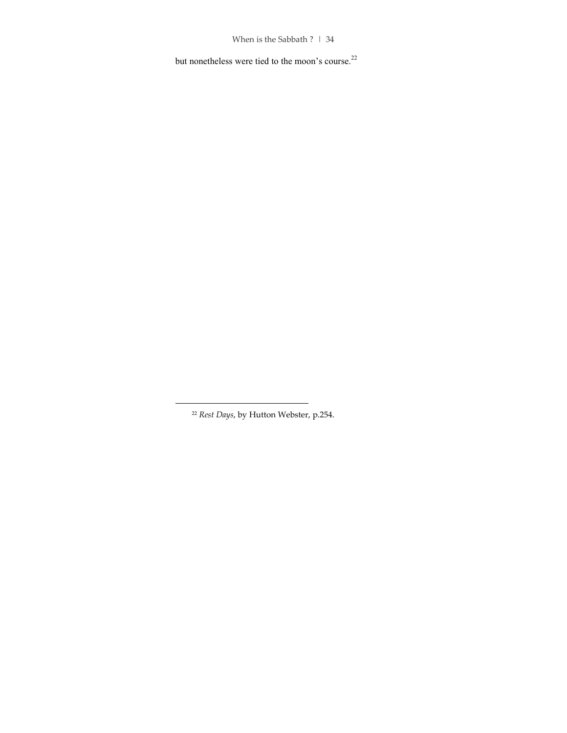but nonetheless were tied to the moon's course.[22]

---

[22] *Rest Days*, by Hutton Webster, p.254.